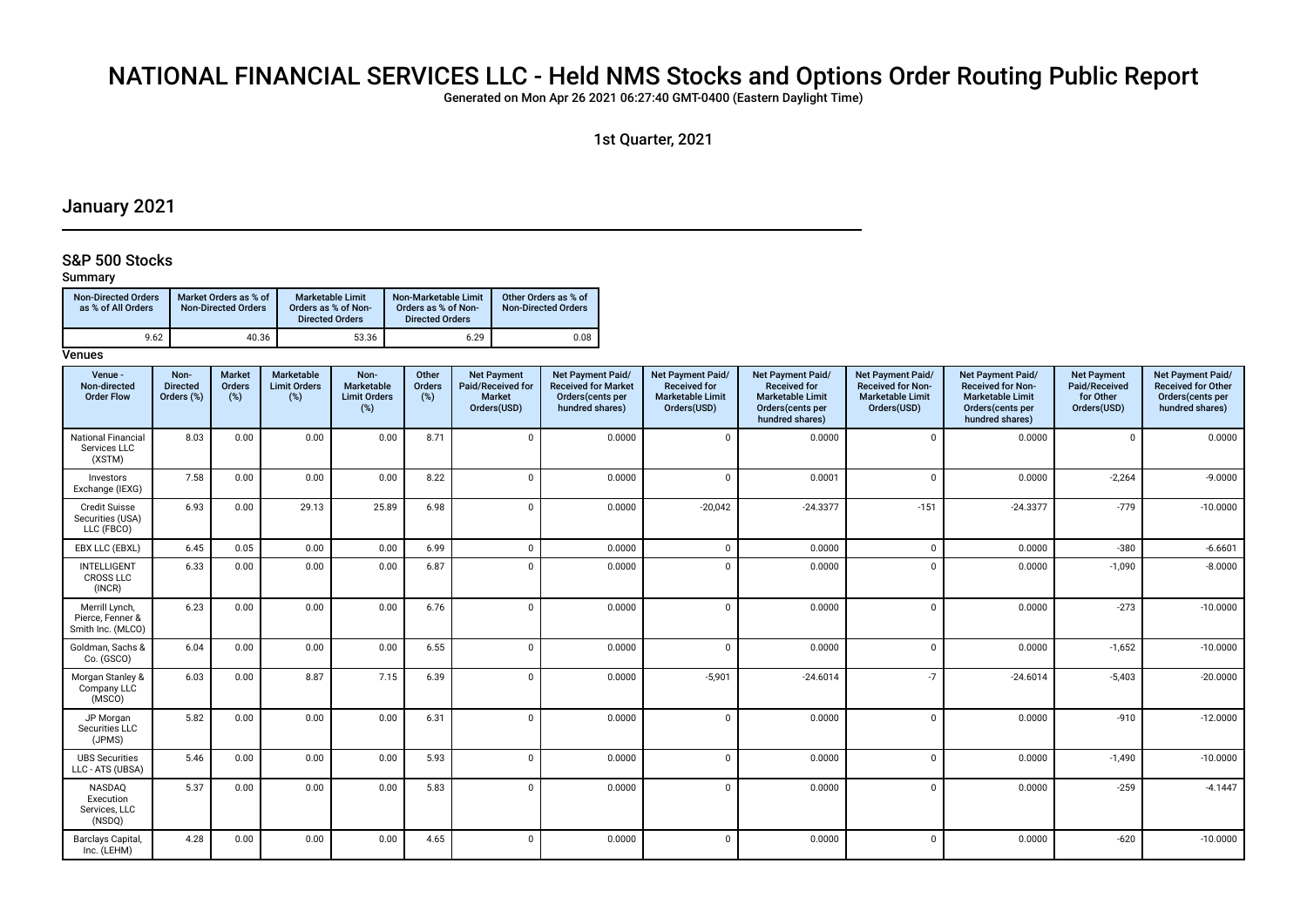# NATIONAL FINANCIAL SERVICES LLC - Held NMS Stocks and Options Order Routing Public Report

Generated on Mon Apr 26 2021 06:27:40 GMT-0400 (Eastern Daylight Time)

1st Quarter, 2021

## January 2021

### S&P 500 Stocks

**Summary**

| Non-Directed Orders as % of All Orders | Market Orders as % of Non-Directed Orders | Marketable Limit Orders as % of Non-Directed Orders | Non-Marketable Limit Orders as % of Non-Directed Orders | Other Orders as % of Non-Directed Orders |
|---|---|---|---|---|
| 9.62 | 40.36 | 53.36 | 6.29 | 0.08 |

**Venues**

| Venue - Non-directed Order Flow | Non-Directed Orders (%) | Market Orders (%) | Marketable Limit Orders (%) | Non-Marketable Limit Orders (%) | Other Orders (%) | Net Payment Paid/Received for Market Orders(USD) | Net Payment Paid/Received for Market Orders(cents per hundred shares) | Net Payment Paid/Received for Marketable Limit Orders(USD) | Net Payment Paid/Received for Marketable Limit Orders(cents per hundred shares) | Net Payment Paid/Received for Non-Marketable Limit Orders(USD) | Net Payment Paid/Received for Non-Marketable Limit Orders(cents per hundred shares) | Net Payment Paid/Received for Other Orders(USD) | Net Payment Paid/Received for Other Orders(cents per hundred shares) |
|---|---|---|---|---|---|---|---|---|---|---|---|---|---|
| National Financial Services LLC (XSTM) | 8.03 | 0.00 | 0.00 | 0.00 | 8.71 | 0 | 0.0000 | 0 | 0.0000 | 0 | 0.0000 | 0 | 0.0000 |
| Investors Exchange (IEXG) | 7.58 | 0.00 | 0.00 | 0.00 | 8.22 | 0 | 0.0000 | 0 | 0.0001 | 0 | 0.0000 | -2,264 | -9.0000 |
| Credit Suisse Securities (USA) LLC (FBCO) | 6.93 | 0.00 | 29.13 | 25.89 | 6.98 | 0 | 0.0000 | -20,042 | -24.3377 | -151 | -24.3377 | -779 | -10.0000 |
| EBX LLC (EBXL) | 6.45 | 0.05 | 0.00 | 0.00 | 6.99 | 0 | 0.0000 | 0 | 0.0000 | 0 | 0.0000 | -380 | -6.6601 |
| INTELLIGENT CROSS LLC (INCR) | 6.33 | 0.00 | 0.00 | 0.00 | 6.87 | 0 | 0.0000 | 0 | 0.0000 | 0 | 0.0000 | -1,090 | -8.0000 |
| Merrill Lynch, Pierce, Fenner & Smith Inc. (MLCO) | 6.23 | 0.00 | 0.00 | 0.00 | 6.76 | 0 | 0.0000 | 0 | 0.0000 | 0 | 0.0000 | -273 | -10.0000 |
| Goldman, Sachs & Co. (GSCO) | 6.04 | 0.00 | 0.00 | 0.00 | 6.55 | 0 | 0.0000 | 0 | 0.0000 | 0 | 0.0000 | -1,652 | -10.0000 |
| Morgan Stanley & Company LLC (MSCO) | 6.03 | 0.00 | 8.87 | 7.15 | 6.39 | 0 | 0.0000 | -5,901 | -24.6014 | -7 | -24.6014 | -5,403 | -20.0000 |
| JP Morgan Securities LLC (JPMS) | 5.82 | 0.00 | 0.00 | 0.00 | 6.31 | 0 | 0.0000 | 0 | 0.0000 | 0 | 0.0000 | -910 | -12.0000 |
| UBS Securities LLC - ATS (UBSA) | 5.46 | 0.00 | 0.00 | 0.00 | 5.93 | 0 | 0.0000 | 0 | 0.0000 | 0 | 0.0000 | -1,490 | -10.0000 |
| NASDAQ Execution Services, LLC (NSDQ) | 5.37 | 0.00 | 0.00 | 0.00 | 5.83 | 0 | 0.0000 | 0 | 0.0000 | 0 | 0.0000 | -259 | -4.1447 |
| Barclays Capital, Inc. (LEHM) | 4.28 | 0.00 | 0.00 | 0.00 | 4.65 | 0 | 0.0000 | 0 | 0.0000 | 0 | 0.0000 | -620 | -10.0000 |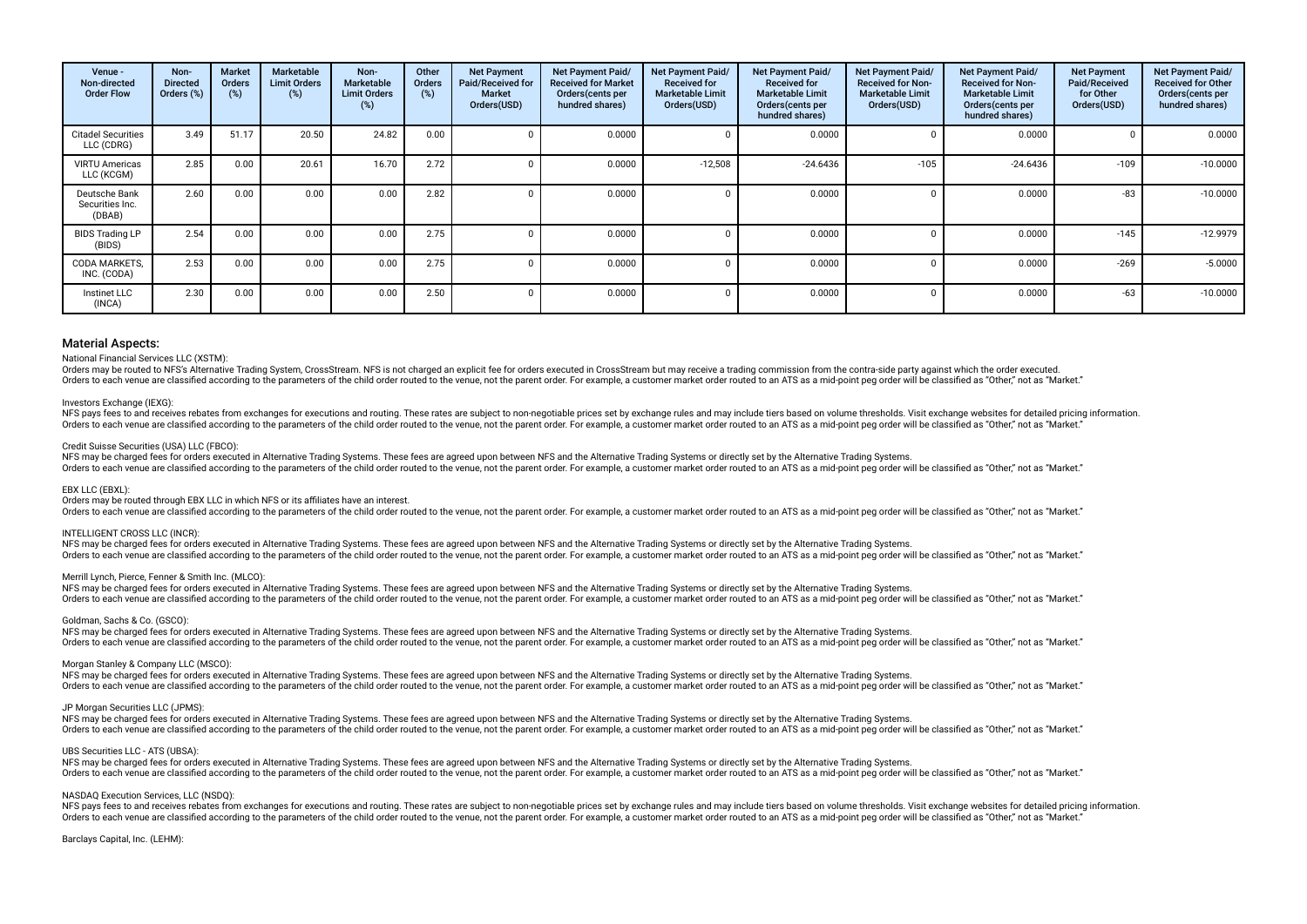| Venue - Non-directed Order Flow | Non-Directed Orders (%) | Market Orders (%) | Marketable Limit Orders (%) | Non-Marketable Limit Orders (%) | Other Orders (%) | Net Payment Paid/Received for Market Orders(USD) | Net Payment Paid/ Received for Market Orders(cents per hundred shares) | Net Payment Paid/ Received for Marketable Limit Orders(USD) | Net Payment Paid/ Received for Marketable Limit Orders(cents per hundred shares) | Net Payment Paid/ Received for Non-Marketable Limit Orders(USD) | Net Payment Paid/ Received for Non-Marketable Limit Orders(cents per hundred shares) | Net Payment Paid/Received for Other Orders(USD) | Net Payment Paid/ Received for Other Orders(cents per hundred shares) |
|---|---|---|---|---|---|---|---|---|---|---|---|---|---|
| Citadel Securities LLC (CDRG) | 3.49 | 51.17 | 20.50 | 24.82 | 0.00 | 0 | 0.0000 | 0 | 0.0000 | 0 | 0.0000 | 0 | 0.0000 |
| VIRTU Americas LLC (KCGM) | 2.85 | 0.00 | 20.61 | 16.70 | 2.72 | 0 | 0.0000 | -12,508 | -24.6436 | -105 | -24.6436 | -109 | -10.0000 |
| Deutsche Bank Securities Inc. (DBAB) | 2.60 | 0.00 | 0.00 | 0.00 | 2.82 | 0 | 0.0000 | 0 | 0.0000 | 0 | 0.0000 | -83 | -10.0000 |
| BIDS Trading LP (BIDS) | 2.54 | 0.00 | 0.00 | 0.00 | 2.75 | 0 | 0.0000 | 0 | 0.0000 | 0 | 0.0000 | -145 | -12.9979 |
| CODA MARKETS, INC. (CODA) | 2.53 | 0.00 | 0.00 | 0.00 | 2.75 | 0 | 0.0000 | 0 | 0.0000 | 0 | 0.0000 | -269 | -5.0000 |
| Instinet LLC (INCA) | 2.30 | 0.00 | 0.00 | 0.00 | 2.50 | 0 | 0.0000 | 0 | 0.0000 | 0 | 0.0000 | -63 | -10.0000 |

## Material Aspects:

National Financial Services LLC (XSTM):
Orders may be routed to NFS's Alternative Trading System, CrossStream. NFS is not charged an explicit fee for orders executed in CrossStream but may receive a trading commission from the contra-side party against which the order executed.
Orders to each venue are classified according to the parameters of the child order routed to the venue, not the parent order. For example, a customer market order routed to an ATS as a mid-point peg order will be classified as "Other," not as "Market."

Investors Exchange (IEXG):
NFS pays fees to and receives rebates from exchanges for executions and routing. These rates are subject to non-negotiable prices set by exchange rules and may include tiers based on volume thresholds. Visit exchange websites for detailed pricing information.
Orders to each venue are classified according to the parameters of the child order routed to the venue, not the parent order. For example, a customer market order routed to an ATS as a mid-point peg order will be classified as "Other," not as "Market."

Credit Suisse Securities (USA) LLC (FBCO):
NFS may be charged fees for orders executed in Alternative Trading Systems. These fees are agreed upon between NFS and the Alternative Trading Systems or directly set by the Alternative Trading Systems.
Orders to each venue are classified according to the parameters of the child order routed to the venue, not the parent order. For example, a customer market order routed to an ATS as a mid-point peg order will be classified as "Other," not as "Market."

EBX LLC (EBXL):
Orders may be routed through EBX LLC in which NFS or its affiliates have an interest.
Orders to each venue are classified according to the parameters of the child order routed to the venue, not the parent order. For example, a customer market order routed to an ATS as a mid-point peg order will be classified as "Other," not as "Market."

INTELLIGENT CROSS LLC (INCR):
NFS may be charged fees for orders executed in Alternative Trading Systems. These fees are agreed upon between NFS and the Alternative Trading Systems or directly set by the Alternative Trading Systems.
Orders to each venue are classified according to the parameters of the child order routed to the venue, not the parent order. For example, a customer market order routed to an ATS as a mid-point peg order will be classified as "Other," not as "Market."

Merrill Lynch, Pierce, Fenner & Smith Inc. (MLCO):
NFS may be charged fees for orders executed in Alternative Trading Systems. These fees are agreed upon between NFS and the Alternative Trading Systems or directly set by the Alternative Trading Systems.
Orders to each venue are classified according to the parameters of the child order routed to the venue, not the parent order. For example, a customer market order routed to an ATS as a mid-point peg order will be classified as "Other," not as "Market."

Goldman, Sachs & Co. (GSCO):
NFS may be charged fees for orders executed in Alternative Trading Systems. These fees are agreed upon between NFS and the Alternative Trading Systems or directly set by the Alternative Trading Systems.
Orders to each venue are classified according to the parameters of the child order routed to the venue, not the parent order. For example, a customer market order routed to an ATS as a mid-point peg order will be classified as "Other," not as "Market."

Morgan Stanley & Company LLC (MSCO):
NFS may be charged fees for orders executed in Alternative Trading Systems. These fees are agreed upon between NFS and the Alternative Trading Systems or directly set by the Alternative Trading Systems.
Orders to each venue are classified according to the parameters of the child order routed to the venue, not the parent order. For example, a customer market order routed to an ATS as a mid-point peg order will be classified as "Other," not as "Market."

JP Morgan Securities LLC (JPMS):
NFS may be charged fees for orders executed in Alternative Trading Systems. These fees are agreed upon between NFS and the Alternative Trading Systems or directly set by the Alternative Trading Systems.
Orders to each venue are classified according to the parameters of the child order routed to the venue, not the parent order. For example, a customer market order routed to an ATS as a mid-point peg order will be classified as "Other," not as "Market."

UBS Securities LLC - ATS (UBSA):
NFS may be charged fees for orders executed in Alternative Trading Systems. These fees are agreed upon between NFS and the Alternative Trading Systems or directly set by the Alternative Trading Systems.
Orders to each venue are classified according to the parameters of the child order routed to the venue, not the parent order. For example, a customer market order routed to an ATS as a mid-point peg order will be classified as "Other," not as "Market."

NASDAQ Execution Services, LLC (NSDQ):
NFS pays fees to and receives rebates from exchanges for executions and routing. These rates are subject to non-negotiable prices set by exchange rules and may include tiers based on volume thresholds. Visit exchange websites for detailed pricing information.
Orders to each venue are classified according to the parameters of the child order routed to the venue, not the parent order. For example, a customer market order routed to an ATS as a mid-point peg order will be classified as "Other," not as "Market."

Barclays Capital, Inc. (LEHM):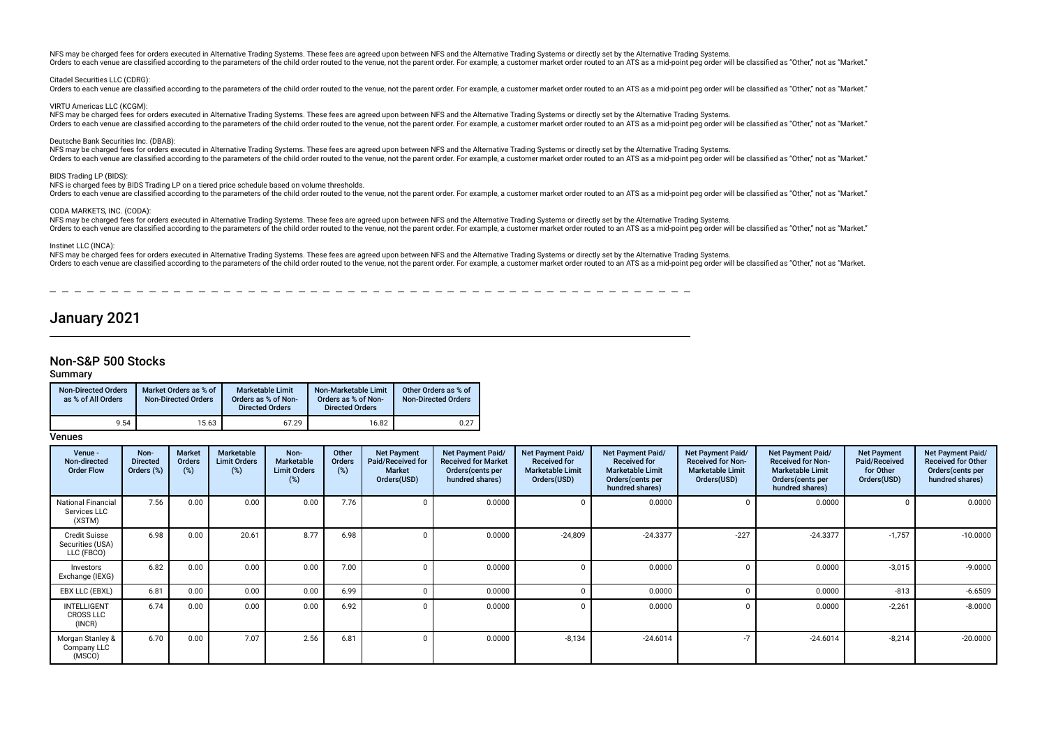NFS may be charged fees for orders executed in Alternative Trading Systems. These fees are agreed upon between NFS and the Alternative Trading Systems or directly set by the Alternative Trading Systems.
Orders to each venue are classified according to the parameters of the child order routed to the venue, not the parent order. For example, a customer market order routed to an ATS as a mid-point peg order will be classified as "Other," not as "Market."

Citadel Securities LLC (CDRG):
Orders to each venue are classified according to the parameters of the child order routed to the venue, not the parent order. For example, a customer market order routed to an ATS as a mid-point peg order will be classified as "Other," not as "Market."

VIRTU Americas LLC (KCGM):
NFS may be charged fees for orders executed in Alternative Trading Systems. These fees are agreed upon between NFS and the Alternative Trading Systems or directly set by the Alternative Trading Systems.
Orders to each venue are classified according to the parameters of the child order routed to the venue, not the parent order. For example, a customer market order routed to an ATS as a mid-point peg order will be classified as "Other," not as "Market."

Deutsche Bank Securities Inc. (DBAB):
NFS may be charged fees for orders executed in Alternative Trading Systems. These fees are agreed upon between NFS and the Alternative Trading Systems or directly set by the Alternative Trading Systems.
Orders to each venue are classified according to the parameters of the child order routed to the venue, not the parent order. For example, a customer market order routed to an ATS as a mid-point peg order will be classified as "Other," not as "Market."

BIDS Trading LP (BIDS):
NFS is charged fees by BIDS Trading LP on a tiered price schedule based on volume thresholds.
Orders to each venue are classified according to the parameters of the child order routed to the venue, not the parent order. For example, a customer market order routed to an ATS as a mid-point peg order will be classified as "Other," not as "Market."

CODA MARKETS, INC. (CODA):
NFS may be charged fees for orders executed in Alternative Trading Systems. These fees are agreed upon between NFS and the Alternative Trading Systems or directly set by the Alternative Trading Systems.
Orders to each venue are classified according to the parameters of the child order routed to the venue, not the parent order. For example, a customer market order routed to an ATS as a mid-point peg order will be classified as "Other," not as "Market."

Instinet LLC (INCA):
NFS may be charged fees for orders executed in Alternative Trading Systems. These fees are agreed upon between NFS and the Alternative Trading Systems or directly set by the Alternative Trading Systems.
Orders to each venue are classified according to the parameters of the child order routed to the venue, not the parent order. For example, a customer market order routed to an ATS as a mid-point peg order will be classified as "Other," not as "Market.

# January 2021

## Non-S&P 500 Stocks

### Summary

| Non-Directed Orders as % of All Orders | Market Orders as % of Non-Directed Orders | Marketable Limit Orders as % of Non-Directed Orders | Non-Marketable Limit Orders as % of Non-Directed Orders | Other Orders as % of Non-Directed Orders |
|---|---|---|---|---|
| 9.54 | 15.63 | 67.29 | 16.82 | 0.27 |

### Venues

| Venue - Non-directed Order Flow | Non-Directed Orders (%) | Market Orders (%) | Marketable Limit Orders (%) | Non-Marketable Limit Orders (%) | Other Orders (%) | Net Payment Paid/Received for Market Orders(USD) | Net Payment Paid/Received for Market Orders(cents per hundred shares) | Net Payment Paid/Received for Marketable Limit Orders(USD) | Net Payment Paid/Received for Marketable Limit Orders(cents per hundred shares) | Net Payment Paid/Received for Non-Marketable Limit Orders(USD) | Net Payment Paid/Received for Non-Marketable Limit Orders(cents per hundred shares) | Net Payment Paid/Received for Other Orders(USD) | Net Payment Paid/Received for Other Orders(cents per hundred shares) |
|---|---|---|---|---|---|---|---|---|---|---|---|---|---|
| National Financial Services LLC (XSTM) | 7.56 | 0.00 | 0.00 | 0.00 | 7.76 | 0 | 0.0000 | 0 | 0.0000 | 0 | 0.0000 | 0 | 0.0000 |
| Credit Suisse Securities (USA) LLC (FBCO) | 6.98 | 0.00 | 20.61 | 8.77 | 6.98 | 0 | 0.0000 | -24,809 | -24.3377 | -227 | -24.3377 | -1,757 | -10.0000 |
| Investors Exchange (IEXG) | 6.82 | 0.00 | 0.00 | 0.00 | 7.00 | 0 | 0.0000 | 0 | 0.0000 | 0 | 0.0000 | -3,015 | -9.0000 |
| EBX LLC (EBXL) | 6.81 | 0.00 | 0.00 | 0.00 | 6.99 | 0 | 0.0000 | 0 | 0.0000 | 0 | 0.0000 | -813 | -6.6509 |
| INTELLIGENT CROSS LLC (INCR) | 6.74 | 0.00 | 0.00 | 0.00 | 6.92 | 0 | 0.0000 | 0 | 0.0000 | 0 | 0.0000 | -2,261 | -8.0000 |
| Morgan Stanley & Company LLC (MSCO) | 6.70 | 0.00 | 7.07 | 2.56 | 6.81 | 0 | 0.0000 | -8,134 | -24.6014 | -7 | -24.6014 | -8,214 | -20.0000 |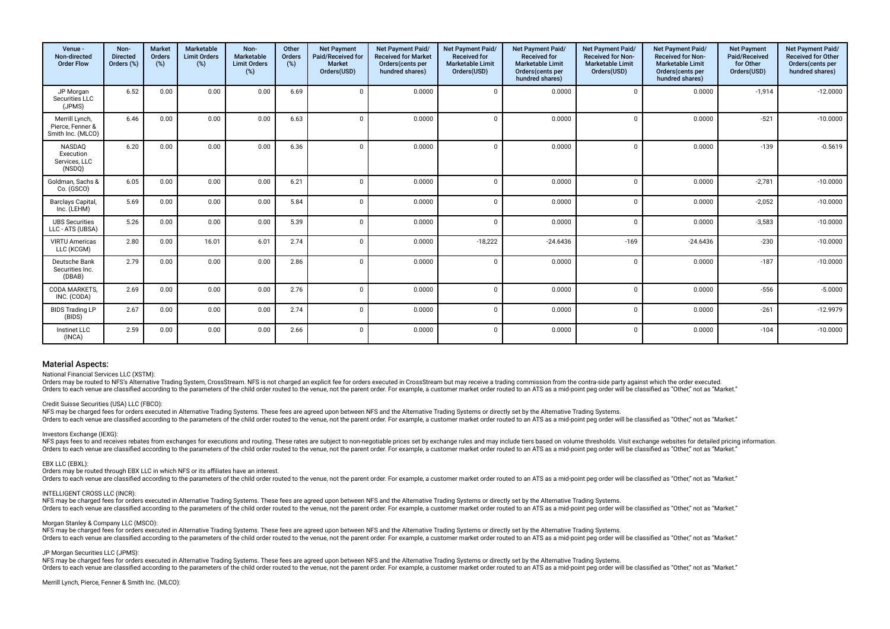| Venue - Non-directed Order Flow | Non-Directed Orders (%) | Market Orders (%) | Marketable Limit Orders (%) | Non-Marketable Limit Orders (%) | Other Orders (%) | Net Payment Paid/Received for Market Orders(USD) | Net Payment Paid/ Received for Market Orders(cents per hundred shares) | Net Payment Paid/ Received for Marketable Limit Orders(USD) | Net Payment Paid/ Received for Marketable Limit Orders(cents per hundred shares) | Net Payment Paid/ Received for Non-Marketable Limit Orders(USD) | Net Payment Paid/ Received for Non-Marketable Limit Orders(cents per hundred shares) | Net Payment Paid/Received for Other Orders(USD) | Net Payment Paid/ Received for Other Orders(cents per hundred shares) |
|---|---|---|---|---|---|---|---|---|---|---|---|---|---|
| JP Morgan Securities LLC (JPMS) | 6.52 | 0.00 | 0.00 | 0.00 | 6.69 | 0 | 0.0000 | 0 | 0.0000 | 0 | 0.0000 | -1,914 | -12.0000 |
| Merrill Lynch, Pierce, Fenner & Smith Inc. (MLCO) | 6.46 | 0.00 | 0.00 | 0.00 | 6.63 | 0 | 0.0000 | 0 | 0.0000 | 0 | 0.0000 | -521 | -10.0000 |
| NASDAQ Execution Services, LLC (NSDQ) | 6.20 | 0.00 | 0.00 | 0.00 | 6.36 | 0 | 0.0000 | 0 | 0.0000 | 0 | 0.0000 | -139 | -0.5619 |
| Goldman, Sachs & Co. (GSCO) | 6.05 | 0.00 | 0.00 | 0.00 | 6.21 | 0 | 0.0000 | 0 | 0.0000 | 0 | 0.0000 | -2,781 | -10.0000 |
| Barclays Capital, Inc. (LEHM) | 5.69 | 0.00 | 0.00 | 0.00 | 5.84 | 0 | 0.0000 | 0 | 0.0000 | 0 | 0.0000 | -2,052 | -10.0000 |
| UBS Securities LLC - ATS (UBSA) | 5.26 | 0.00 | 0.00 | 0.00 | 5.39 | 0 | 0.0000 | 0 | 0.0000 | 0 | 0.0000 | -3,583 | -10.0000 |
| VIRTU Americas LLC (KCGM) | 2.80 | 0.00 | 16.01 | 6.01 | 2.74 | 0 | 0.0000 | -18,222 | -24.6436 | -169 | -24.6436 | -230 | -10.0000 |
| Deutsche Bank Securities Inc. (DBAB) | 2.79 | 0.00 | 0.00 | 0.00 | 2.86 | 0 | 0.0000 | 0 | 0.0000 | 0 | 0.0000 | -187 | -10.0000 |
| CODA MARKETS, INC. (CODA) | 2.69 | 0.00 | 0.00 | 0.00 | 2.76 | 0 | 0.0000 | 0 | 0.0000 | 0 | 0.0000 | -556 | -5.0000 |
| BIDS Trading LP (BIDS) | 2.67 | 0.00 | 0.00 | 0.00 | 2.74 | 0 | 0.0000 | 0 | 0.0000 | 0 | 0.0000 | -261 | -12.9979 |
| Instinet LLC (INCA) | 2.59 | 0.00 | 0.00 | 0.00 | 2.66 | 0 | 0.0000 | 0 | 0.0000 | 0 | 0.0000 | -104 | -10.0000 |

## Material Aspects:

National Financial Services LLC (XSTM):
Orders may be routed to NFS's Alternative Trading System, CrossStream. NFS is not charged an explicit fee for orders executed in CrossStream but may receive a trading commission from the contra-side party against which the order executed.
Orders to each venue are classified according to the parameters of the child order routed to the venue, not the parent order. For example, a customer market order routed to an ATS as a mid-point peg order will be classified as "Other," not as "Market."

Credit Suisse Securities (USA) LLC (FBCO):
NFS may be charged fees for orders executed in Alternative Trading Systems. These fees are agreed upon between NFS and the Alternative Trading Systems or directly set by the Alternative Trading Systems.
Orders to each venue are classified according to the parameters of the child order routed to the venue, not the parent order. For example, a customer market order routed to an ATS as a mid-point peg order will be classified as "Other," not as "Market."

Investors Exchange (IEXG):
NFS pays fees to and receives rebates from exchanges for executions and routing. These rates are subject to non-negotiable prices set by exchange rules and may include tiers based on volume thresholds. Visit exchange websites for detailed pricing information.
Orders to each venue are classified according to the parameters of the child order routed to the venue, not the parent order. For example, a customer market order routed to an ATS as a mid-point peg order will be classified as "Other," not as "Market."

EBX LLC (EBXL):
Orders may be routed through EBX LLC in which NFS or its affiliates have an interest.
Orders to each venue are classified according to the parameters of the child order routed to the venue, not the parent order. For example, a customer market order routed to an ATS as a mid-point peg order will be classified as "Other," not as "Market."

INTELLIGENT CROSS LLC (INCR):
NFS may be charged fees for orders executed in Alternative Trading Systems. These fees are agreed upon between NFS and the Alternative Trading Systems or directly set by the Alternative Trading Systems.
Orders to each venue are classified according to the parameters of the child order routed to the venue, not the parent order. For example, a customer market order routed to an ATS as a mid-point peg order will be classified as "Other," not as "Market."

Morgan Stanley & Company LLC (MSCO):
NFS may be charged fees for orders executed in Alternative Trading Systems. These fees are agreed upon between NFS and the Alternative Trading Systems or directly set by the Alternative Trading Systems.
Orders to each venue are classified according to the parameters of the child order routed to the venue, not the parent order. For example, a customer market order routed to an ATS as a mid-point peg order will be classified as "Other," not as "Market."

JP Morgan Securities LLC (JPMS):
NFS may be charged fees for orders executed in Alternative Trading Systems. These fees are agreed upon between NFS and the Alternative Trading Systems or directly set by the Alternative Trading Systems.
Orders to each venue are classified according to the parameters of the child order routed to the venue, not the parent order. For example, a customer market order routed to an ATS as a mid-point peg order will be classified as "Other," not as "Market."

Merrill Lynch, Pierce, Fenner & Smith Inc. (MLCO):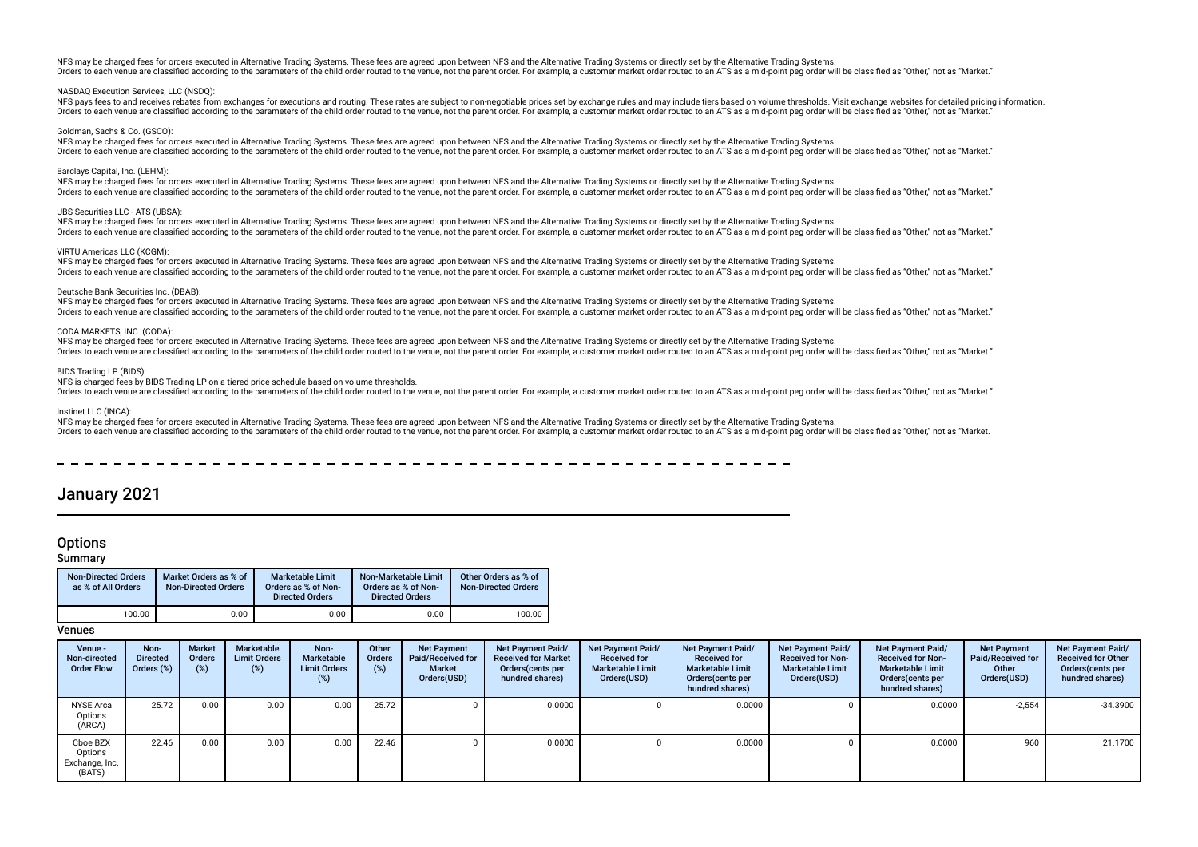NFS may be charged fees for orders executed in Alternative Trading Systems. These fees are agreed upon between NFS and the Alternative Trading Systems or directly set by the Alternative Trading Systems.
Orders to each venue are classified according to the parameters of the child order routed to the venue, not the parent order. For example, a customer market order routed to an ATS as a mid-point peg order will be classified as "Other," not as "Market."

NASDAQ Execution Services, LLC (NSDQ):
NFS pays fees to and receives rebates from exchanges for executions and routing. These rates are subject to non-negotiable prices set by exchange rules and may include tiers based on volume thresholds. Visit exchange websites for detailed pricing information.
Orders to each venue are classified according to the parameters of the child order routed to the venue, not the parent order. For example, a customer market order routed to an ATS as a mid-point peg order will be classified as "Other," not as "Market."

Goldman, Sachs & Co. (GSCO):
NFS may be charged fees for orders executed in Alternative Trading Systems. These fees are agreed upon between NFS and the Alternative Trading Systems or directly set by the Alternative Trading Systems.
Orders to each venue are classified according to the parameters of the child order routed to the venue, not the parent order. For example, a customer market order routed to an ATS as a mid-point peg order will be classified as "Other," not as "Market."

Barclays Capital, Inc. (LEHM):
NFS may be charged fees for orders executed in Alternative Trading Systems. These fees are agreed upon between NFS and the Alternative Trading Systems or directly set by the Alternative Trading Systems.
Orders to each venue are classified according to the parameters of the child order routed to the venue, not the parent order. For example, a customer market order routed to an ATS as a mid-point peg order will be classified as "Other," not as "Market."

UBS Securities LLC - ATS (UBSA):
NFS may be charged fees for orders executed in Alternative Trading Systems. These fees are agreed upon between NFS and the Alternative Trading Systems or directly set by the Alternative Trading Systems.
Orders to each venue are classified according to the parameters of the child order routed to the venue, not the parent order. For example, a customer market order routed to an ATS as a mid-point peg order will be classified as "Other," not as "Market."

VIRTU Americas LLC (KCGM):
NFS may be charged fees for orders executed in Alternative Trading Systems. These fees are agreed upon between NFS and the Alternative Trading Systems or directly set by the Alternative Trading Systems.
Orders to each venue are classified according to the parameters of the child order routed to the venue, not the parent order. For example, a customer market order routed to an ATS as a mid-point peg order will be classified as "Other," not as "Market."

Deutsche Bank Securities Inc. (DBAB):
NFS may be charged fees for orders executed in Alternative Trading Systems. These fees are agreed upon between NFS and the Alternative Trading Systems or directly set by the Alternative Trading Systems.
Orders to each venue are classified according to the parameters of the child order routed to the venue, not the parent order. For example, a customer market order routed to an ATS as a mid-point peg order will be classified as "Other," not as "Market."

CODA MARKETS, INC. (CODA):
NFS may be charged fees for orders executed in Alternative Trading Systems. These fees are agreed upon between NFS and the Alternative Trading Systems or directly set by the Alternative Trading Systems.
Orders to each venue are classified according to the parameters of the child order routed to the venue, not the parent order. For example, a customer market order routed to an ATS as a mid-point peg order will be classified as "Other," not as "Market."

BIDS Trading LP (BIDS):
NFS is charged fees by BIDS Trading LP on a tiered price schedule based on volume thresholds.
Orders to each venue are classified according to the parameters of the child order routed to the venue, not the parent order. For example, a customer market order routed to an ATS as a mid-point peg order will be classified as "Other," not as "Market."

Instinet LLC (INCA):
NFS may be charged fees for orders executed in Alternative Trading Systems. These fees are agreed upon between NFS and the Alternative Trading Systems or directly set by the Alternative Trading Systems.
Orders to each venue are classified according to the parameters of the child order routed to the venue, not the parent order. For example, a customer market order routed to an ATS as a mid-point peg order will be classified as "Other," not as "Market.

# January 2021

## Options

### Summary

| Non-Directed Orders as % of All Orders | Market Orders as % of Non-Directed Orders | Marketable Limit Orders as % of Non-Directed Orders | Non-Marketable Limit Orders as % of Non-Directed Orders | Other Orders as % of Non-Directed Orders |
|---|---|---|---|---|
| 100.00 | 0.00 | 0.00 | 0.00 | 100.00 |

### Venues

| Venue - Non-directed Order Flow | Non-Directed Orders (%) | Market Orders (%) | Marketable Limit Orders (%) | Non-Marketable Limit Orders (%) | Other Orders (%) | Net Payment Paid/Received for Market Orders(USD) | Net Payment Paid/ Received for Market Orders(cents per hundred shares) | Net Payment Paid/ Received for Marketable Limit Orders(USD) | Net Payment Paid/ Received for Marketable Limit Orders(cents per hundred shares) | Net Payment Paid/ Received for Non-Marketable Limit Orders(USD) | Net Payment Paid/ Received for Non-Marketable Limit Orders(cents per hundred shares) | Net Payment Paid/Received for Other Orders(USD) | Net Payment Paid/ Received for Other Orders(cents per hundred shares) |
|---|---|---|---|---|---|---|---|---|---|---|---|---|---|
| NYSE Arca Options (ARCA) | 25.72 | 0.00 | 0.00 | 0.00 | 25.72 | 0 | 0.0000 | 0 | 0.0000 | 0 | 0.0000 | -2,554 | -34.3900 |
| Cboe BZX Options Exchange, Inc. (BATS) | 22.46 | 0.00 | 0.00 | 0.00 | 22.46 | 0 | 0.0000 | 0 | 0.0000 | 0 | 0.0000 | 960 | 21.1700 |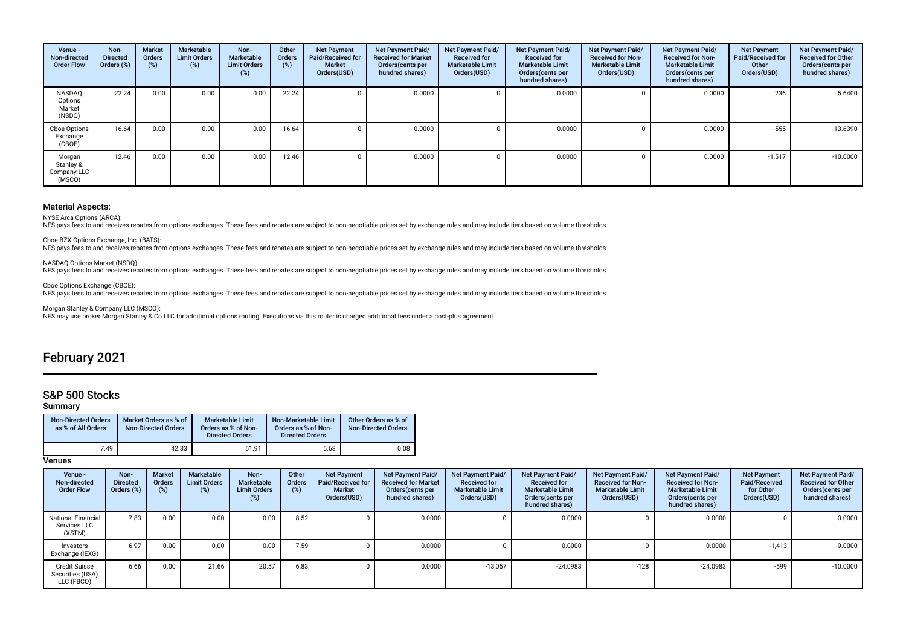| Venue - Non-directed Order Flow | Non-Directed Orders (%) | Market Orders (%) | Marketable Limit Orders (%) | Non-Marketable Limit Orders (%) | Other Orders (%) | Net Payment Paid/Received for Market Orders(USD) | Net Payment Paid/ Received for Market Orders(cents per hundred shares) | Net Payment Paid/ Received for Marketable Limit Orders(USD) | Net Payment Paid/ Received for Marketable Limit Orders(cents per hundred shares) | Net Payment Paid/ Received for Non-Marketable Limit Orders(USD) | Net Payment Paid/ Received for Non-Marketable Limit Orders(cents per hundred shares) | Net Payment Paid/Received for Other Orders(USD) | Net Payment Paid/ Received for Other Orders(cents per hundred shares) |
|---|---|---|---|---|---|---|---|---|---|---|---|---|---|
| NASDAQ Options Market (NSDQ) | 22.24 | 0.00 | 0.00 | 0.00 | 22.24 | 0 | 0.0000 | 0 | 0.0000 | 0 | 0.0000 | 236 | 5.6400 |
| Cboe Options Exchange (CBOE) | 16.64 | 0.00 | 0.00 | 0.00 | 16.64 | 0 | 0.0000 | 0 | 0.0000 | 0 | 0.0000 | -555 | -13.6390 |
| Morgan Stanley & Company LLC (MSCO) | 12.46 | 0.00 | 0.00 | 0.00 | 12.46 | 0 | 0.0000 | 0 | 0.0000 | 0 | 0.0000 | -1,517 | -10.0000 |

### Material Aspects:

NYSE Arca Options (ARCA):
NFS pays fees to and receives rebates from options exchanges. These fees and rebates are subject to non-negotiable prices set by exchange rules and may include tiers based on volume thresholds.

Cboe BZX Options Exchange, Inc. (BATS):
NFS pays fees to and receives rebates from options exchanges. These fees and rebates are subject to non-negotiable prices set by exchange rules and may include tiers based on volume thresholds.

NASDAQ Options Market (NSDQ):
NFS pays fees to and receives rebates from options exchanges. These fees and rebates are subject to non-negotiable prices set by exchange rules and may include tiers based on volume thresholds.

Cboe Options Exchange (CBOE):
NFS pays fees to and receives rebates from options exchanges. These fees and rebates are subject to non-negotiable prices set by exchange rules and may include tiers based on volume thresholds.

Morgan Stanley & Company LLC (MSCO):
NFS may use broker Morgan Stanley & Co.LLC for additional options routing. Executions via this router is charged additional fees under a cost-plus agreement

# February 2021

## S&P 500 Stocks

### Summary

| Non-Directed Orders as % of All Orders | Market Orders as % of Non-Directed Orders | Marketable Limit Orders as % of Non-Directed Orders | Non-Marketable Limit Orders as % of Non-Directed Orders | Other Orders as % of Non-Directed Orders |
|---|---|---|---|---|
| 7.49 | 42.33 | 51.91 | 5.68 | 0.08 |

### Venues

| Venue - Non-directed Order Flow | Non-Directed Orders (%) | Market Orders (%) | Marketable Limit Orders (%) | Non-Marketable Limit Orders (%) | Other Orders (%) | Net Payment Paid/Received for Market Orders(USD) | Net Payment Paid/ Received for Market Orders(cents per hundred shares) | Net Payment Paid/ Received for Marketable Limit Orders(USD) | Net Payment Paid/ Received for Marketable Limit Orders(cents per hundred shares) | Net Payment Paid/ Received for Non-Marketable Limit Orders(USD) | Net Payment Paid/ Received for Non-Marketable Limit Orders(cents per hundred shares) | Net Payment Paid/Received for Other Orders(USD) | Net Payment Paid/ Received for Other Orders(cents per hundred shares) |
|---|---|---|---|---|---|---|---|---|---|---|---|---|---|
| National Financial Services LLC (XSTM) | 7.83 | 0.00 | 0.00 | 0.00 | 8.52 | 0 | 0.0000 | 0 | 0.0000 | 0 | 0.0000 | 0 | 0.0000 |
| Investors Exchange (IEXG) | 6.97 | 0.00 | 0.00 | 0.00 | 7.59 | 0 | 0.0000 | 0 | 0.0000 | 0 | 0.0000 | -1,413 | -9.0000 |
| Credit Suisse Securities (USA) LLC (FBCO) | 6.66 | 0.00 | 21.66 | 20.57 | 6.83 | 0 | 0.0000 | -13,057 | -24.0983 | -128 | -24.0983 | -599 | -10.0000 |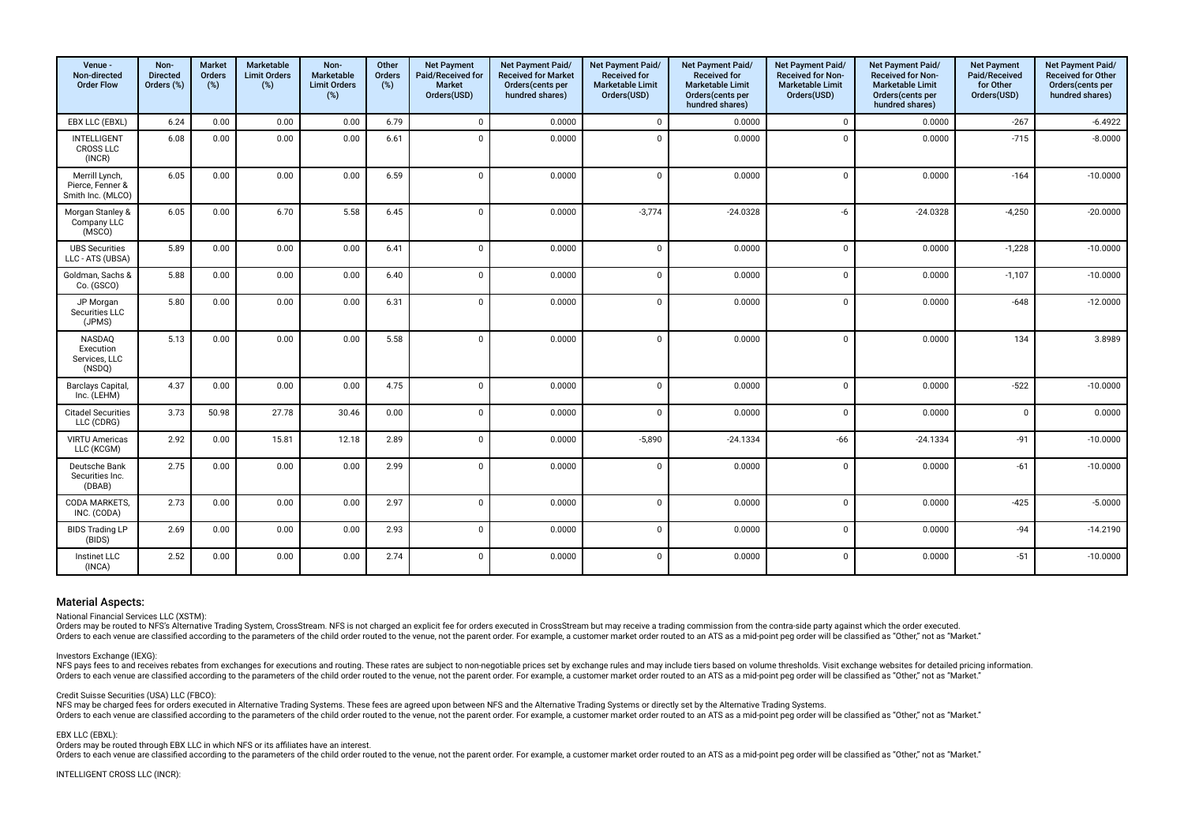| Venue - Non-directed Order Flow | Non-Directed Orders (%) | Market Orders (%) | Marketable Limit Orders (%) | Non-Marketable Limit Orders (%) | Other Orders (%) | Net Payment Paid/Received for Market Orders(USD) | Net Payment Paid/ Received for Market Orders(cents per hundred shares) | Net Payment Paid/ Received for Marketable Limit Orders(USD) | Net Payment Paid/ Received for Marketable Limit Orders(cents per hundred shares) | Net Payment Paid/ Received for Non-Marketable Limit Orders(USD) | Net Payment Paid/ Received for Non-Marketable Limit Orders(cents per hundred shares) | Net Payment Paid/Received for Other Orders(USD) | Net Payment Paid/ Received for Other Orders(cents per hundred shares) |
|---|---|---|---|---|---|---|---|---|---|---|---|---|---|
| EBX LLC (EBXL) | 6.24 | 0.00 | 0.00 | 0.00 | 6.79 | 0 | 0.0000 | 0 | 0.0000 | 0 | 0.0000 | -267 | -6.4922 |
| INTELLIGENT CROSS LLC (INCR) | 6.08 | 0.00 | 0.00 | 0.00 | 6.61 | 0 | 0.0000 | 0 | 0.0000 | 0 | 0.0000 | -715 | -8.0000 |
| Merrill Lynch, Pierce, Fenner & Smith Inc. (MLCO) | 6.05 | 0.00 | 0.00 | 0.00 | 6.59 | 0 | 0.0000 | 0 | 0.0000 | 0 | 0.0000 | -164 | -10.0000 |
| Morgan Stanley & Company LLC (MSCO) | 6.05 | 0.00 | 6.70 | 5.58 | 6.45 | 0 | 0.0000 | -3,774 | -24.0328 | -6 | -24.0328 | -4,250 | -20.0000 |
| UBS Securities LLC - ATS (UBSA) | 5.89 | 0.00 | 0.00 | 0.00 | 6.41 | 0 | 0.0000 | 0 | 0.0000 | 0 | 0.0000 | -1,228 | -10.0000 |
| Goldman, Sachs & Co. (GSCO) | 5.88 | 0.00 | 0.00 | 0.00 | 6.40 | 0 | 0.0000 | 0 | 0.0000 | 0 | 0.0000 | -1,107 | -10.0000 |
| JP Morgan Securities LLC (JPMS) | 5.80 | 0.00 | 0.00 | 0.00 | 6.31 | 0 | 0.0000 | 0 | 0.0000 | 0 | 0.0000 | -648 | -12.0000 |
| NASDAQ Execution Services, LLC (NSDQ) | 5.13 | 0.00 | 0.00 | 0.00 | 5.58 | 0 | 0.0000 | 0 | 0.0000 | 0 | 0.0000 | 134 | 3.8989 |
| Barclays Capital, Inc. (LEHM) | 4.37 | 0.00 | 0.00 | 0.00 | 4.75 | 0 | 0.0000 | 0 | 0.0000 | 0 | 0.0000 | -522 | -10.0000 |
| Citadel Securities LLC (CDRG) | 3.73 | 50.98 | 27.78 | 30.46 | 0.00 | 0 | 0.0000 | 0 | 0.0000 | 0 | 0.0000 | 0 | 0.0000 |
| VIRTU Americas LLC (KCGM) | 2.92 | 0.00 | 15.81 | 12.18 | 2.89 | 0 | 0.0000 | -5,890 | -24.1334 | -66 | -24.1334 | -91 | -10.0000 |
| Deutsche Bank Securities Inc. (DBAB) | 2.75 | 0.00 | 0.00 | 0.00 | 2.99 | 0 | 0.0000 | 0 | 0.0000 | 0 | 0.0000 | -61 | -10.0000 |
| CODA MARKETS, INC. (CODA) | 2.73 | 0.00 | 0.00 | 0.00 | 2.97 | 0 | 0.0000 | 0 | 0.0000 | 0 | 0.0000 | -425 | -5.0000 |
| BIDS Trading LP (BIDS) | 2.69 | 0.00 | 0.00 | 0.00 | 2.93 | 0 | 0.0000 | 0 | 0.0000 | 0 | 0.0000 | -94 | -14.2190 |
| Instinet LLC (INCA) | 2.52 | 0.00 | 0.00 | 0.00 | 2.74 | 0 | 0.0000 | 0 | 0.0000 | 0 | 0.0000 | -51 | -10.0000 |

## Material Aspects:

National Financial Services LLC (XSTM):
Orders may be routed to NFS's Alternative Trading System, CrossStream. NFS is not charged an explicit fee for orders executed in CrossStream but may receive a trading commission from the contra-side party against which the order executed.
Orders to each venue are classified according to the parameters of the child order routed to the venue, not the parent order. For example, a customer market order routed to an ATS as a mid-point peg order will be classified as "Other," not as "Market."

Investors Exchange (IEXG):
NFS pays fees to and receives rebates from exchanges for executions and routing. These rates are subject to non-negotiable prices set by exchange rules and may include tiers based on volume thresholds. Visit exchange websites for detailed pricing information.
Orders to each venue are classified according to the parameters of the child order routed to the venue, not the parent order. For example, a customer market order routed to an ATS as a mid-point peg order will be classified as "Other," not as "Market."

Credit Suisse Securities (USA) LLC (FBCO):
NFS may be charged fees for orders executed in Alternative Trading Systems. These fees are agreed upon between NFS and the Alternative Trading Systems or directly set by the Alternative Trading Systems.
Orders to each venue are classified according to the parameters of the child order routed to the venue, not the parent order. For example, a customer market order routed to an ATS as a mid-point peg order will be classified as "Other," not as "Market."

EBX LLC (EBXL):
Orders may be routed through EBX LLC in which NFS or its affiliates have an interest.
Orders to each venue are classified according to the parameters of the child order routed to the venue, not the parent order. For example, a customer market order routed to an ATS as a mid-point peg order will be classified as "Other," not as "Market."

INTELLIGENT CROSS LLC (INCR):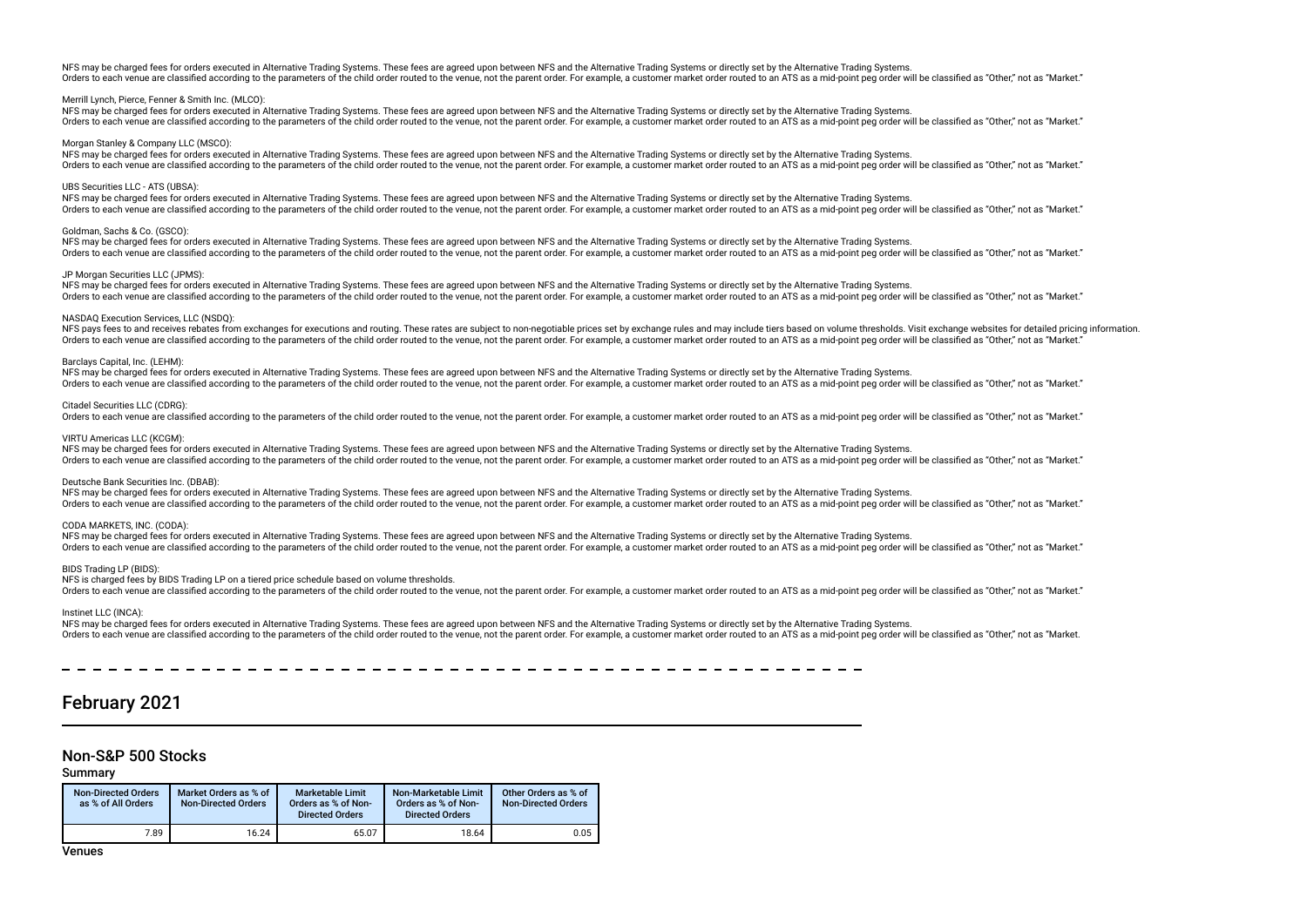NFS may be charged fees for orders executed in Alternative Trading Systems. These fees are agreed upon between NFS and the Alternative Trading Systems or directly set by the Alternative Trading Systems.
Orders to each venue are classified according to the parameters of the child order routed to the venue, not the parent order. For example, a customer market order routed to an ATS as a mid-point peg order will be classified as "Other," not as "Market."

Merrill Lynch, Pierce, Fenner & Smith Inc. (MLCO):
NFS may be charged fees for orders executed in Alternative Trading Systems. These fees are agreed upon between NFS and the Alternative Trading Systems or directly set by the Alternative Trading Systems.
Orders to each venue are classified according to the parameters of the child order routed to the venue, not the parent order. For example, a customer market order routed to an ATS as a mid-point peg order will be classified as "Other," not as "Market."

Morgan Stanley & Company LLC (MSCO):
NFS may be charged fees for orders executed in Alternative Trading Systems. These fees are agreed upon between NFS and the Alternative Trading Systems or directly set by the Alternative Trading Systems.
Orders to each venue are classified according to the parameters of the child order routed to the venue, not the parent order. For example, a customer market order routed to an ATS as a mid-point peg order will be classified as "Other," not as "Market."

UBS Securities LLC - ATS (UBSA):
NFS may be charged fees for orders executed in Alternative Trading Systems. These fees are agreed upon between NFS and the Alternative Trading Systems or directly set by the Alternative Trading Systems.
Orders to each venue are classified according to the parameters of the child order routed to the venue, not the parent order. For example, a customer market order routed to an ATS as a mid-point peg order will be classified as "Other," not as "Market."

Goldman, Sachs & Co. (GSCO):
NFS may be charged fees for orders executed in Alternative Trading Systems. These fees are agreed upon between NFS and the Alternative Trading Systems or directly set by the Alternative Trading Systems.
Orders to each venue are classified according to the parameters of the child order routed to the venue, not the parent order. For example, a customer market order routed to an ATS as a mid-point peg order will be classified as "Other," not as "Market."

JP Morgan Securities LLC (JPMS):
NFS may be charged fees for orders executed in Alternative Trading Systems. These fees are agreed upon between NFS and the Alternative Trading Systems or directly set by the Alternative Trading Systems.
Orders to each venue are classified according to the parameters of the child order routed to the venue, not the parent order. For example, a customer market order routed to an ATS as a mid-point peg order will be classified as "Other," not as "Market."

NASDAQ Execution Services, LLC (NSDQ):
NFS pays fees to and receives rebates from exchanges for executions and routing. These rates are subject to non-negotiable prices set by exchange rules and may include tiers based on volume thresholds. Visit exchange websites for detailed pricing information.
Orders to each venue are classified according to the parameters of the child order routed to the venue, not the parent order. For example, a customer market order routed to an ATS as a mid-point peg order will be classified as "Other," not as "Market."

Barclays Capital, Inc. (LEHM):
NFS may be charged fees for orders executed in Alternative Trading Systems. These fees are agreed upon between NFS and the Alternative Trading Systems or directly set by the Alternative Trading Systems.
Orders to each venue are classified according to the parameters of the child order routed to the venue, not the parent order. For example, a customer market order routed to an ATS as a mid-point peg order will be classified as "Other," not as "Market."

Citadel Securities LLC (CDRG):
Orders to each venue are classified according to the parameters of the child order routed to the venue, not the parent order. For example, a customer market order routed to an ATS as a mid-point peg order will be classified as "Other," not as "Market."

VIRTU Americas LLC (KCGM):
NFS may be charged fees for orders executed in Alternative Trading Systems. These fees are agreed upon between NFS and the Alternative Trading Systems or directly set by the Alternative Trading Systems.
Orders to each venue are classified according to the parameters of the child order routed to the venue, not the parent order. For example, a customer market order routed to an ATS as a mid-point peg order will be classified as "Other," not as "Market."

Deutsche Bank Securities Inc. (DBAB):
NFS may be charged fees for orders executed in Alternative Trading Systems. These fees are agreed upon between NFS and the Alternative Trading Systems or directly set by the Alternative Trading Systems.
Orders to each venue are classified according to the parameters of the child order routed to the venue, not the parent order. For example, a customer market order routed to an ATS as a mid-point peg order will be classified as "Other," not as "Market."

CODA MARKETS, INC. (CODA):
NFS may be charged fees for orders executed in Alternative Trading Systems. These fees are agreed upon between NFS and the Alternative Trading Systems or directly set by the Alternative Trading Systems.
Orders to each venue are classified according to the parameters of the child order routed to the venue, not the parent order. For example, a customer market order routed to an ATS as a mid-point peg order will be classified as "Other," not as "Market."

BIDS Trading LP (BIDS):
NFS is charged fees by BIDS Trading LP on a tiered price schedule based on volume thresholds.
Orders to each venue are classified according to the parameters of the child order routed to the venue, not the parent order. For example, a customer market order routed to an ATS as a mid-point peg order will be classified as "Other," not as "Market."

Instinet LLC (INCA):
NFS may be charged fees for orders executed in Alternative Trading Systems. These fees are agreed upon between NFS and the Alternative Trading Systems or directly set by the Alternative Trading Systems.
Orders to each venue are classified according to the parameters of the child order routed to the venue, not the parent order. For example, a customer market order routed to an ATS as a mid-point peg order will be classified as "Other," not as "Market.

# February 2021

## Non-S&P 500 Stocks

### Summary

| Non-Directed Orders as % of All Orders | Market Orders as % of Non-Directed Orders | Marketable Limit Orders as % of Non-Directed Orders | Non-Marketable Limit Orders as % of Non-Directed Orders | Other Orders as % of Non-Directed Orders |
|---|---|---|---|---|
| 7.89 | 16.24 | 65.07 | 18.64 | 0.05 |

### Venues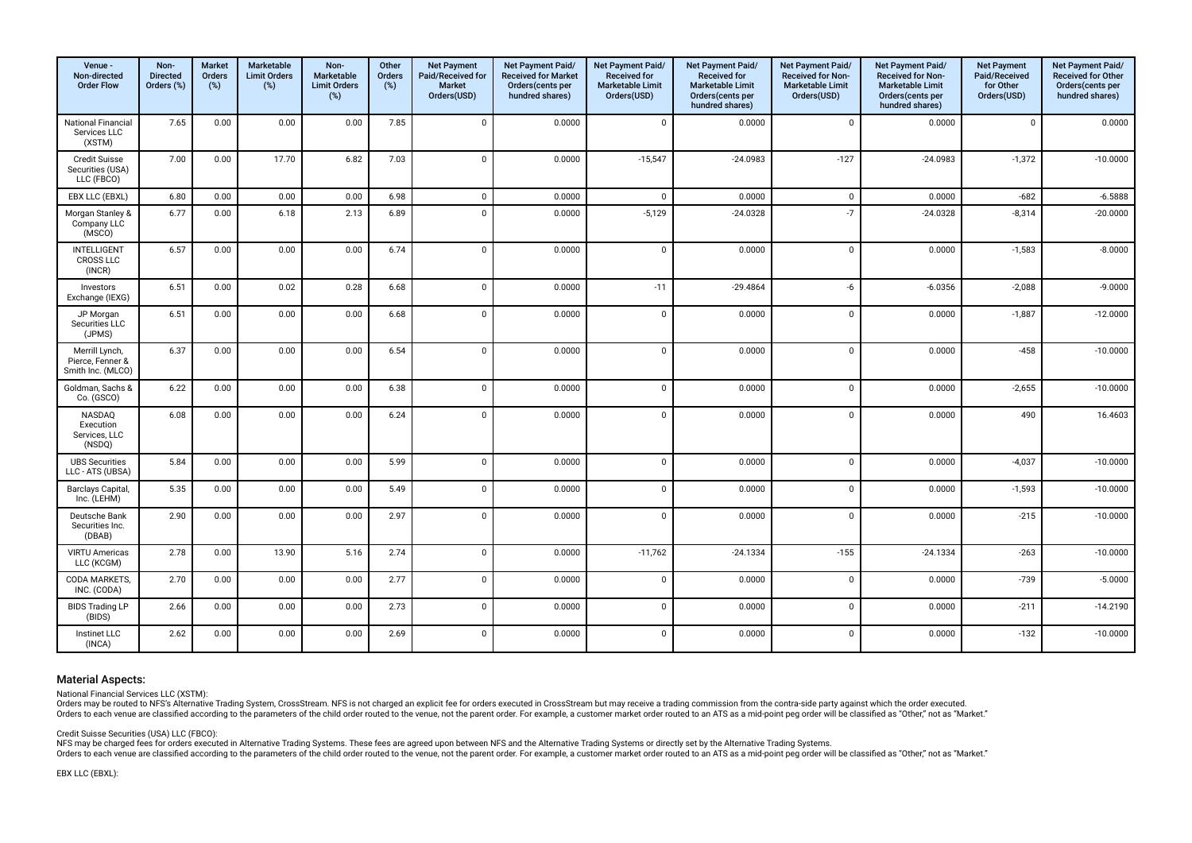| Venue - Non-directed Order Flow | Non-Directed Orders (%) | Market Orders (%) | Marketable Limit Orders (%) | Non-Marketable Limit Orders (%) | Other Orders (%) | Net Payment Paid/Received for Market Orders(USD) | Net Payment Paid/ Received for Market Orders(cents per hundred shares) | Net Payment Paid/ Received for Marketable Limit Orders(USD) | Net Payment Paid/ Received for Marketable Limit Orders(cents per hundred shares) | Net Payment Paid/ Received for Non-Marketable Limit Orders(USD) | Net Payment Paid/ Received for Non-Marketable Limit Orders(cents per hundred shares) | Net Payment Paid/Received for Other Orders(USD) | Net Payment Paid/ Received for Other Orders(cents per hundred shares) |
|---|---|---|---|---|---|---|---|---|---|---|---|---|---|
| National Financial Services LLC (XSTM) | 7.65 | 0.00 | 0.00 | 0.00 | 7.85 | 0 | 0.0000 | 0 | 0.0000 | 0 | 0.0000 | 0 | 0.0000 |
| Credit Suisse Securities (USA) LLC (FBCO) | 7.00 | 0.00 | 17.70 | 6.82 | 7.03 | 0 | 0.0000 | -15,547 | -24.0983 | -127 | -24.0983 | -1,372 | -10.0000 |
| EBX LLC (EBXL) | 6.80 | 0.00 | 0.00 | 0.00 | 6.98 | 0 | 0.0000 | 0 | 0.0000 | 0 | 0.0000 | -682 | -6.5888 |
| Morgan Stanley & Company LLC (MSCO) | 6.77 | 0.00 | 6.18 | 2.13 | 6.89 | 0 | 0.0000 | -5,129 | -24.0328 | -7 | -24.0328 | -8,314 | -20.0000 |
| INTELLIGENT CROSS LLC (INCR) | 6.57 | 0.00 | 0.00 | 0.00 | 6.74 | 0 | 0.0000 | 0 | 0.0000 | 0 | 0.0000 | -1,583 | -8.0000 |
| Investors Exchange (IEXG) | 6.51 | 0.00 | 0.02 | 0.28 | 6.68 | 0 | 0.0000 | -11 | -29.4864 | -6 | -6.0356 | -2,088 | -9.0000 |
| JP Morgan Securities LLC (JPMS) | 6.51 | 0.00 | 0.00 | 0.00 | 6.68 | 0 | 0.0000 | 0 | 0.0000 | 0 | 0.0000 | -1,887 | -12.0000 |
| Merrill Lynch, Pierce, Fenner & Smith Inc. (MLCO) | 6.37 | 0.00 | 0.00 | 0.00 | 6.54 | 0 | 0.0000 | 0 | 0.0000 | 0 | 0.0000 | -458 | -10.0000 |
| Goldman, Sachs & Co. (GSCO) | 6.22 | 0.00 | 0.00 | 0.00 | 6.38 | 0 | 0.0000 | 0 | 0.0000 | 0 | 0.0000 | -2,655 | -10.0000 |
| NASDAQ Execution Services, LLC (NSDQ) | 6.08 | 0.00 | 0.00 | 0.00 | 6.24 | 0 | 0.0000 | 0 | 0.0000 | 0 | 0.0000 | 490 | 16.4603 |
| UBS Securities LLC - ATS (UBSA) | 5.84 | 0.00 | 0.00 | 0.00 | 5.99 | 0 | 0.0000 | 0 | 0.0000 | 0 | 0.0000 | -4,037 | -10.0000 |
| Barclays Capital, Inc. (LEHM) | 5.35 | 0.00 | 0.00 | 0.00 | 5.49 | 0 | 0.0000 | 0 | 0.0000 | 0 | 0.0000 | -1,593 | -10.0000 |
| Deutsche Bank Securities Inc. (DBAB) | 2.90 | 0.00 | 0.00 | 0.00 | 2.97 | 0 | 0.0000 | 0 | 0.0000 | 0 | 0.0000 | -215 | -10.0000 |
| VIRTU Americas LLC (KCGM) | 2.78 | 0.00 | 13.90 | 5.16 | 2.74 | 0 | 0.0000 | -11,762 | -24.1334 | -155 | -24.1334 | -263 | -10.0000 |
| CODA MARKETS, INC. (CODA) | 2.70 | 0.00 | 0.00 | 0.00 | 2.77 | 0 | 0.0000 | 0 | 0.0000 | 0 | 0.0000 | -739 | -5.0000 |
| BIDS Trading LP (BIDS) | 2.66 | 0.00 | 0.00 | 0.00 | 2.73 | 0 | 0.0000 | 0 | 0.0000 | 0 | 0.0000 | -211 | -14.2190 |
| Instinet LLC (INCA) | 2.62 | 0.00 | 0.00 | 0.00 | 2.69 | 0 | 0.0000 | 0 | 0.0000 | 0 | 0.0000 | -132 | -10.0000 |

## Material Aspects:

National Financial Services LLC (XSTM):
Orders may be routed to NFS's Alternative Trading System, CrossStream. NFS is not charged an explicit fee for orders executed in CrossStream but may receive a trading commission from the contra-side party against which the order executed.
Orders to each venue are classified according to the parameters of the child order routed to the venue, not the parent order. For example, a customer market order routed to an ATS as a mid-point peg order will be classified as "Other," not as "Market."

Credit Suisse Securities (USA) LLC (FBCO):
NFS may be charged fees for orders executed in Alternative Trading Systems. These fees are agreed upon between NFS and the Alternative Trading Systems or directly set by the Alternative Trading Systems.
Orders to each venue are classified according to the parameters of the child order routed to the venue, not the parent order. For example, a customer market order routed to an ATS as a mid-point peg order will be classified as "Other," not as "Market."

EBX LLC (EBXL):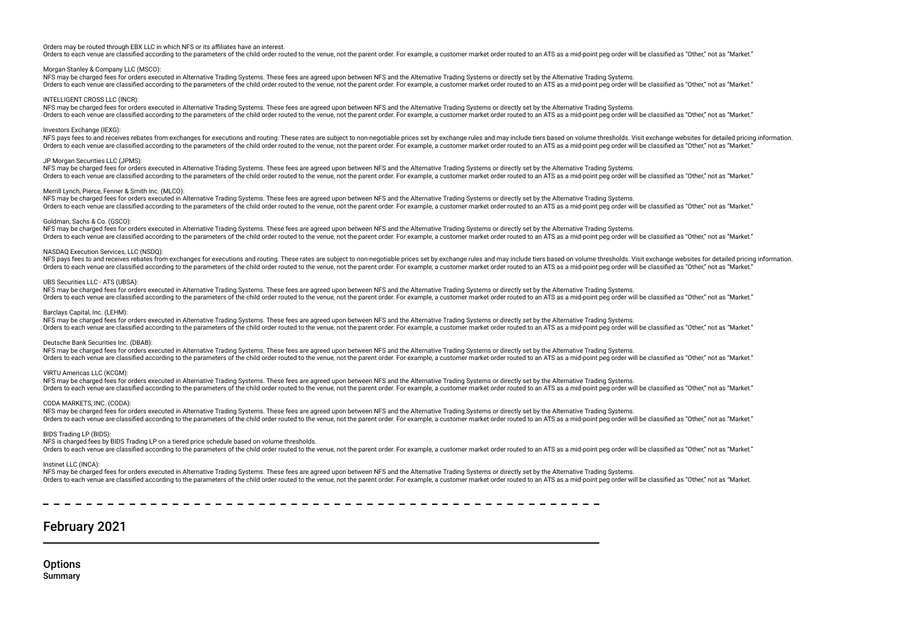Orders may be routed through EBX LLC in which NFS or its affiliates have an interest.
Orders to each venue are classified according to the parameters of the child order routed to the venue, not the parent order. For example, a customer market order routed to an ATS as a mid-point peg order will be classified as "Other," not as "Market."

Morgan Stanley & Company LLC (MSCO):
NFS may be charged fees for orders executed in Alternative Trading Systems. These fees are agreed upon between NFS and the Alternative Trading Systems or directly set by the Alternative Trading Systems.
Orders to each venue are classified according to the parameters of the child order routed to the venue, not the parent order. For example, a customer market order routed to an ATS as a mid-point peg order will be classified as "Other," not as "Market."

INTELLIGENT CROSS LLC (INCR):
NFS may be charged fees for orders executed in Alternative Trading Systems. These fees are agreed upon between NFS and the Alternative Trading Systems or directly set by the Alternative Trading Systems.
Orders to each venue are classified according to the parameters of the child order routed to the venue, not the parent order. For example, a customer market order routed to an ATS as a mid-point peg order will be classified as "Other," not as "Market."

Investors Exchange (IEXG):
NFS pays fees to and receives rebates from exchanges for executions and routing. These rates are subject to non-negotiable prices set by exchange rules and may include tiers based on volume thresholds. Visit exchange websites for detailed pricing information.
Orders to each venue are classified according to the parameters of the child order routed to the venue, not the parent order. For example, a customer market order routed to an ATS as a mid-point peg order will be classified as "Other," not as "Market."

JP Morgan Securities LLC (JPMS):
NFS may be charged fees for orders executed in Alternative Trading Systems. These fees are agreed upon between NFS and the Alternative Trading Systems or directly set by the Alternative Trading Systems.
Orders to each venue are classified according to the parameters of the child order routed to the venue, not the parent order. For example, a customer market order routed to an ATS as a mid-point peg order will be classified as "Other," not as "Market."

Merrill Lynch, Pierce, Fenner & Smith Inc. (MLCO):
NFS may be charged fees for orders executed in Alternative Trading Systems. These fees are agreed upon between NFS and the Alternative Trading Systems or directly set by the Alternative Trading Systems.
Orders to each venue are classified according to the parameters of the child order routed to the venue, not the parent order. For example, a customer market order routed to an ATS as a mid-point peg order will be classified as "Other," not as "Market."

Goldman, Sachs & Co. (GSCO):
NFS may be charged fees for orders executed in Alternative Trading Systems. These fees are agreed upon between NFS and the Alternative Trading Systems or directly set by the Alternative Trading Systems.
Orders to each venue are classified according to the parameters of the child order routed to the venue, not the parent order. For example, a customer market order routed to an ATS as a mid-point peg order will be classified as "Other," not as "Market."

NASDAQ Execution Services, LLC (NSDQ):
NFS pays fees to and receives rebates from exchanges for executions and routing. These rates are subject to non-negotiable prices set by exchange rules and may include tiers based on volume thresholds. Visit exchange websites for detailed pricing information.
Orders to each venue are classified according to the parameters of the child order routed to the venue, not the parent order. For example, a customer market order routed to an ATS as a mid-point peg order will be classified as "Other," not as "Market."

UBS Securities LLC - ATS (UBSA):
NFS may be charged fees for orders executed in Alternative Trading Systems. These fees are agreed upon between NFS and the Alternative Trading Systems or directly set by the Alternative Trading Systems.
Orders to each venue are classified according to the parameters of the child order routed to the venue, not the parent order. For example, a customer market order routed to an ATS as a mid-point peg order will be classified as "Other," not as "Market."

Barclays Capital, Inc. (LEHM):
NFS may be charged fees for orders executed in Alternative Trading Systems. These fees are agreed upon between NFS and the Alternative Trading Systems or directly set by the Alternative Trading Systems.
Orders to each venue are classified according to the parameters of the child order routed to the venue, not the parent order. For example, a customer market order routed to an ATS as a mid-point peg order will be classified as "Other," not as "Market."

Deutsche Bank Securities Inc. (DBAB):
NFS may be charged fees for orders executed in Alternative Trading Systems. These fees are agreed upon between NFS and the Alternative Trading Systems or directly set by the Alternative Trading Systems.
Orders to each venue are classified according to the parameters of the child order routed to the venue, not the parent order. For example, a customer market order routed to an ATS as a mid-point peg order will be classified as "Other," not as "Market."

VIRTU Americas LLC (KCGM):
NFS may be charged fees for orders executed in Alternative Trading Systems. These fees are agreed upon between NFS and the Alternative Trading Systems or directly set by the Alternative Trading Systems.
Orders to each venue are classified according to the parameters of the child order routed to the venue, not the parent order. For example, a customer market order routed to an ATS as a mid-point peg order will be classified as "Other," not as "Market."

CODA MARKETS, INC. (CODA):
NFS may be charged fees for orders executed in Alternative Trading Systems. These fees are agreed upon between NFS and the Alternative Trading Systems or directly set by the Alternative Trading Systems.
Orders to each venue are classified according to the parameters of the child order routed to the venue, not the parent order. For example, a customer market order routed to an ATS as a mid-point peg order will be classified as "Other," not as "Market."

BIDS Trading LP (BIDS):
NFS is charged fees by BIDS Trading LP on a tiered price schedule based on volume thresholds.
Orders to each venue are classified according to the parameters of the child order routed to the venue, not the parent order. For example, a customer market order routed to an ATS as a mid-point peg order will be classified as "Other," not as "Market."

Instinet LLC (INCA):
NFS may be charged fees for orders executed in Alternative Trading Systems. These fees are agreed upon between NFS and the Alternative Trading Systems or directly set by the Alternative Trading Systems.
Orders to each venue are classified according to the parameters of the child order routed to the venue, not the parent order. For example, a customer market order routed to an ATS as a mid-point peg order will be classified as "Other," not as "Market.

---

# February 2021

## Options

### Summary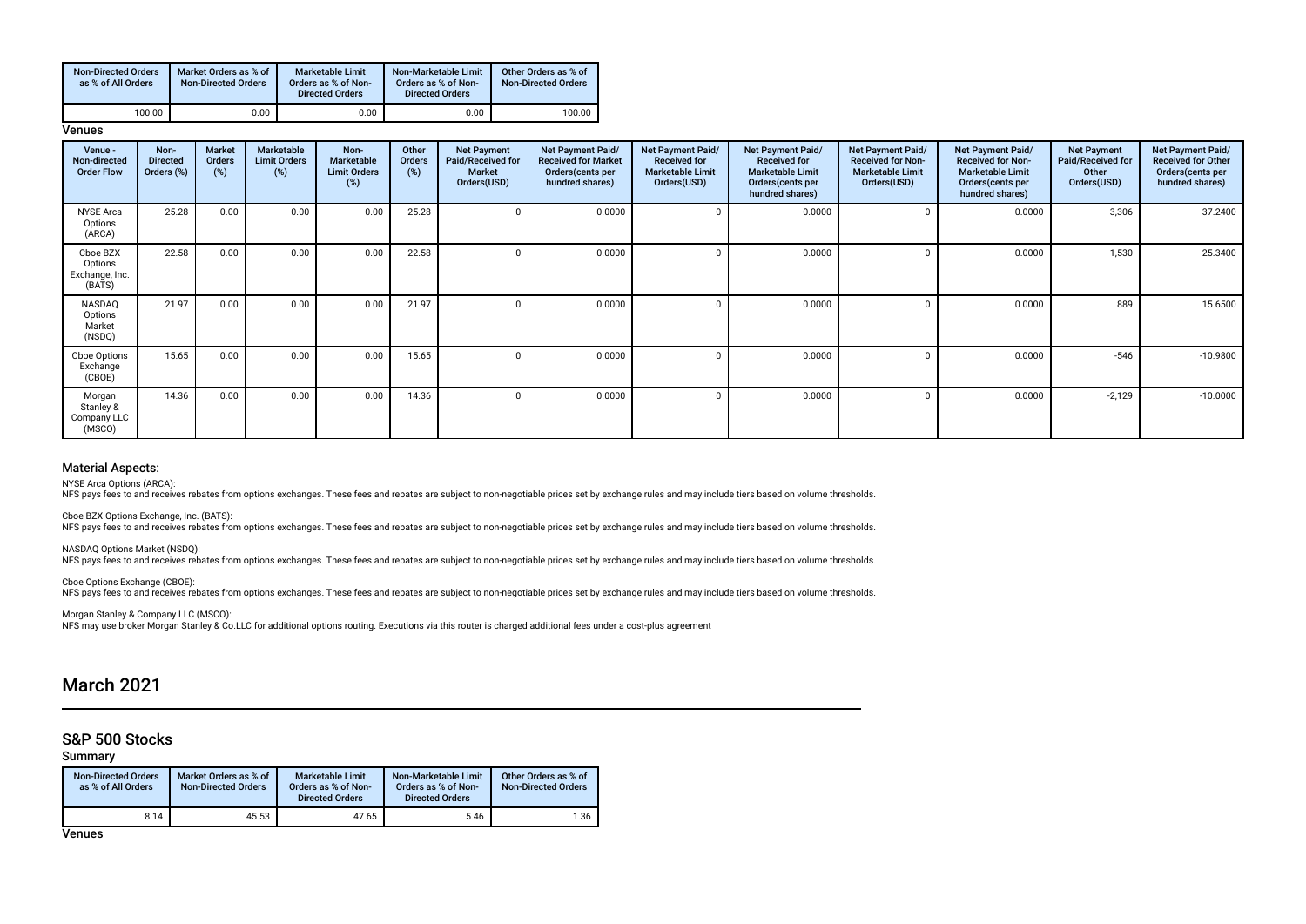| Non-Directed Orders as % of All Orders | Market Orders as % of Non-Directed Orders | Marketable Limit Orders as % of Non-Directed Orders | Non-Marketable Limit Orders as % of Non-Directed Orders | Other Orders as % of Non-Directed Orders |
|---|---|---|---|---|
| 100.00 | 0.00 | 0.00 | 0.00 | 100.00 |

**Venues**

| Venue - Non-directed Order Flow | Non-Directed Orders (%) | Market Orders (%) | Marketable Limit Orders (%) | Non-Marketable Limit Orders (%) | Other Orders (%) | Net Payment Paid/Received for Market Orders(USD) | Net Payment Paid/ Received for Market Orders(cents per hundred shares) | Net Payment Paid/ Received for Marketable Limit Orders(USD) | Net Payment Paid/ Received for Marketable Limit Orders(cents per hundred shares) | Net Payment Paid/ Received for Non-Marketable Limit Orders(USD) | Net Payment Paid/ Received for Non-Marketable Limit Orders(cents per hundred shares) | Net Payment Paid/Received for Other Orders(USD) | Net Payment Paid/ Received for Other Orders(cents per hundred shares) |
|---|---|---|---|---|---|---|---|---|---|---|---|---|---|
| NYSE Arca Options (ARCA) | 25.28 | 0.00 | 0.00 | 0.00 | 25.28 | 0 | 0.0000 | 0 | 0.0000 | 0 | 0.0000 | 3,306 | 37.2400 |
| Cboe BZX Options Exchange, Inc. (BATS) | 22.58 | 0.00 | 0.00 | 0.00 | 22.58 | 0 | 0.0000 | 0 | 0.0000 | 0 | 0.0000 | 1,530 | 25.3400 |
| NASDAQ Options Market (NSDQ) | 21.97 | 0.00 | 0.00 | 0.00 | 21.97 | 0 | 0.0000 | 0 | 0.0000 | 0 | 0.0000 | 889 | 15.6500 |
| Cboe Options Exchange (CBOE) | 15.65 | 0.00 | 0.00 | 0.00 | 15.65 | 0 | 0.0000 | 0 | 0.0000 | 0 | 0.0000 | -546 | -10.9800 |
| Morgan Stanley & Company LLC (MSCO) | 14.36 | 0.00 | 0.00 | 0.00 | 14.36 | 0 | 0.0000 | 0 | 0.0000 | 0 | 0.0000 | -2,129 | -10.0000 |

### Material Aspects:

NYSE Arca Options (ARCA):
NFS pays fees to and receives rebates from options exchanges. These fees and rebates are subject to non-negotiable prices set by exchange rules and may include tiers based on volume thresholds.

Cboe BZX Options Exchange, Inc. (BATS):
NFS pays fees to and receives rebates from options exchanges. These fees and rebates are subject to non-negotiable prices set by exchange rules and may include tiers based on volume thresholds.

NASDAQ Options Market (NSDQ):
NFS pays fees to and receives rebates from options exchanges. These fees and rebates are subject to non-negotiable prices set by exchange rules and may include tiers based on volume thresholds.

Cboe Options Exchange (CBOE):
NFS pays fees to and receives rebates from options exchanges. These fees and rebates are subject to non-negotiable prices set by exchange rules and may include tiers based on volume thresholds.

Morgan Stanley & Company LLC (MSCO):
NFS may use broker Morgan Stanley & Co.LLC for additional options routing. Executions via this router is charged additional fees under a cost-plus agreement

# March 2021

## S&P 500 Stocks

**Summary**

| Non-Directed Orders as % of All Orders | Market Orders as % of Non-Directed Orders | Marketable Limit Orders as % of Non-Directed Orders | Non-Marketable Limit Orders as % of Non-Directed Orders | Other Orders as % of Non-Directed Orders |
|---|---|---|---|---|
| 8.14 | 45.53 | 47.65 | 5.46 | 1.36 |

**Venues**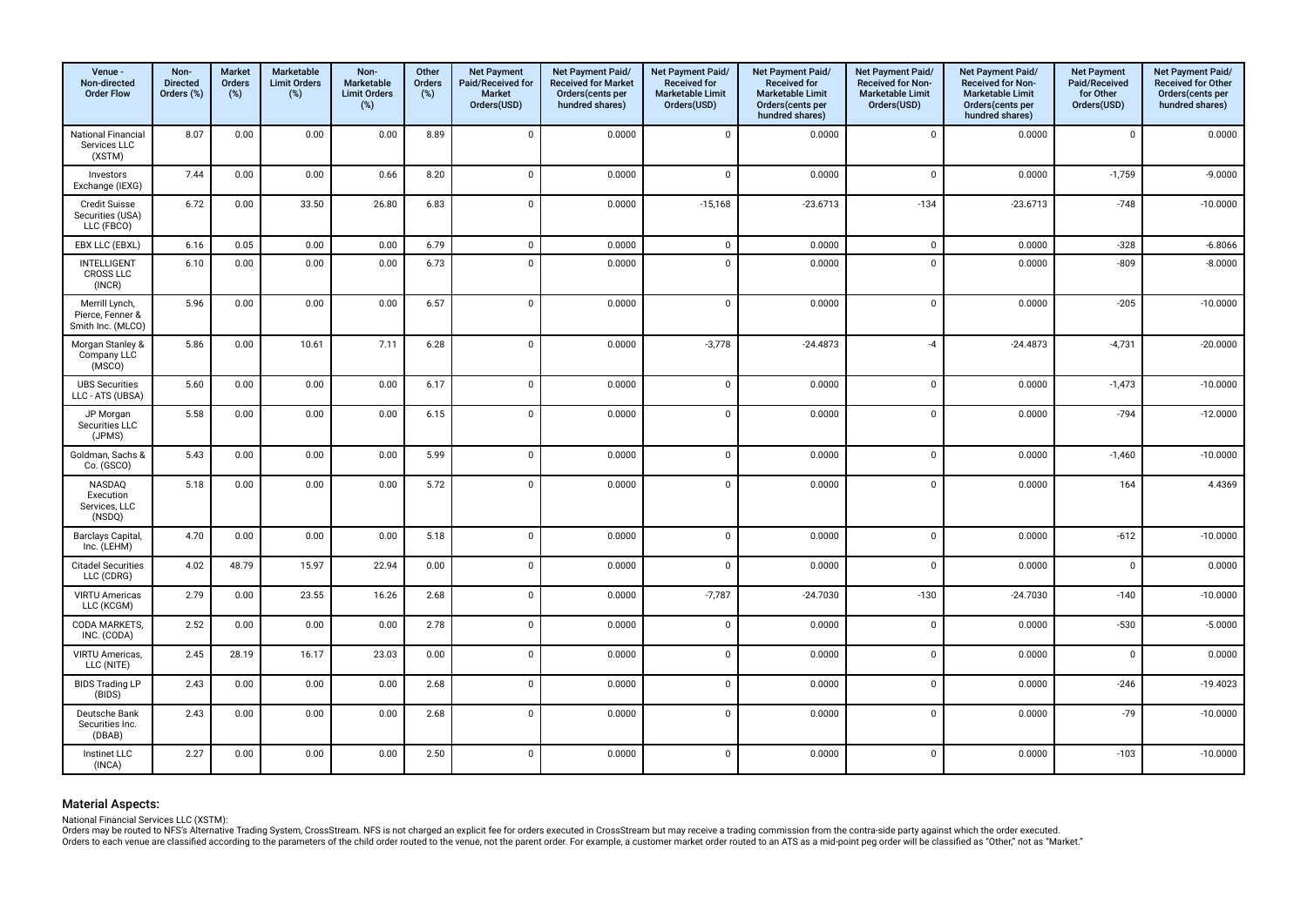| Venue - Non-directed Order Flow | Non-Directed Orders (%) | Market Orders (%) | Marketable Limit Orders (%) | Non-Marketable Limit Orders (%) | Other Orders (%) | Net Payment Paid/Received for Market Orders(USD) | Net Payment Paid/ Received for Market Orders(cents per hundred shares) | Net Payment Paid/ Received for Marketable Limit Orders(USD) | Net Payment Paid/ Received for Marketable Limit Orders(cents per hundred shares) | Net Payment Paid/ Received for Non-Marketable Limit Orders(USD) | Net Payment Paid/ Received for Non-Marketable Limit Orders(cents per hundred shares) | Net Payment Paid/Received for Other Orders(USD) | Net Payment Paid/ Received for Other Orders(cents per hundred shares) |
|---|---|---|---|---|---|---|---|---|---|---|---|---|---|
| National Financial Services LLC (XSTM) | 8.07 | 0.00 | 0.00 | 0.00 | 8.89 | 0 | 0.0000 | 0 | 0.0000 | 0 | 0.0000 | 0 | 0.0000 |
| Investors Exchange (IEXG) | 7.44 | 0.00 | 0.00 | 0.66 | 8.20 | 0 | 0.0000 | 0 | 0.0000 | 0 | 0.0000 | -1,759 | -9.0000 |
| Credit Suisse Securities (USA) LLC (FBCO) | 6.72 | 0.00 | 33.50 | 26.80 | 6.83 | 0 | 0.0000 | -15,168 | -23.6713 | -134 | -23.6713 | -748 | -10.0000 |
| EBX LLC (EBXL) | 6.16 | 0.05 | 0.00 | 0.00 | 6.79 | 0 | 0.0000 | 0 | 0.0000 | 0 | 0.0000 | -328 | -6.8066 |
| INTELLIGENT CROSS LLC (INCR) | 6.10 | 0.00 | 0.00 | 0.00 | 6.73 | 0 | 0.0000 | 0 | 0.0000 | 0 | 0.0000 | -809 | -8.0000 |
| Merrill Lynch, Pierce, Fenner & Smith Inc. (MLCO) | 5.96 | 0.00 | 0.00 | 0.00 | 6.57 | 0 | 0.0000 | 0 | 0.0000 | 0 | 0.0000 | -205 | -10.0000 |
| Morgan Stanley & Company LLC (MSCO) | 5.86 | 0.00 | 10.61 | 7.11 | 6.28 | 0 | 0.0000 | -3,778 | -24.4873 | -4 | -24.4873 | -4,731 | -20.0000 |
| UBS Securities LLC - ATS (UBSA) | 5.60 | 0.00 | 0.00 | 0.00 | 6.17 | 0 | 0.0000 | 0 | 0.0000 | 0 | 0.0000 | -1,473 | -10.0000 |
| JP Morgan Securities LLC (JPMS) | 5.58 | 0.00 | 0.00 | 0.00 | 6.15 | 0 | 0.0000 | 0 | 0.0000 | 0 | 0.0000 | -794 | -12.0000 |
| Goldman, Sachs & Co. (GSCO) | 5.43 | 0.00 | 0.00 | 0.00 | 5.99 | 0 | 0.0000 | 0 | 0.0000 | 0 | 0.0000 | -1,460 | -10.0000 |
| NASDAQ Execution Services, LLC (NSDQ) | 5.18 | 0.00 | 0.00 | 0.00 | 5.72 | 0 | 0.0000 | 0 | 0.0000 | 0 | 0.0000 | 164 | 4.4369 |
| Barclays Capital, Inc. (LEHM) | 4.70 | 0.00 | 0.00 | 0.00 | 5.18 | 0 | 0.0000 | 0 | 0.0000 | 0 | 0.0000 | -612 | -10.0000 |
| Citadel Securities LLC (CDRG) | 4.02 | 48.79 | 15.97 | 22.94 | 0.00 | 0 | 0.0000 | 0 | 0.0000 | 0 | 0.0000 | 0 | 0.0000 |
| VIRTU Americas LLC (KCGM) | 2.79 | 0.00 | 23.55 | 16.26 | 2.68 | 0 | 0.0000 | -7,787 | -24.7030 | -130 | -24.7030 | -140 | -10.0000 |
| CODA MARKETS, INC. (CODA) | 2.52 | 0.00 | 0.00 | 0.00 | 2.78 | 0 | 0.0000 | 0 | 0.0000 | 0 | 0.0000 | -530 | -5.0000 |
| VIRTU Americas, LLC (NITE) | 2.45 | 28.19 | 16.17 | 23.03 | 0.00 | 0 | 0.0000 | 0 | 0.0000 | 0 | 0.0000 | 0 | 0.0000 |
| BIDS Trading LP (BIDS) | 2.43 | 0.00 | 0.00 | 0.00 | 2.68 | 0 | 0.0000 | 0 | 0.0000 | 0 | 0.0000 | -246 | -19.4023 |
| Deutsche Bank Securities Inc. (DBAB) | 2.43 | 0.00 | 0.00 | 0.00 | 2.68 | 0 | 0.0000 | 0 | 0.0000 | 0 | 0.0000 | -79 | -10.0000 |
| Instinet LLC (INCA) | 2.27 | 0.00 | 0.00 | 0.00 | 2.50 | 0 | 0.0000 | 0 | 0.0000 | 0 | 0.0000 | -103 | -10.0000 |

## Material Aspects:

National Financial Services LLC (XSTM):
Orders may be routed to NFS's Alternative Trading System, CrossStream. NFS is not charged an explicit fee for orders executed in CrossStream but may receive a trading commission from the contra-side party against which the order executed.
Orders to each venue are classified according to the parameters of the child order routed to the venue, not the parent order. For example, a customer market order routed to an ATS as a mid-point peg order will be classified as "Other," not as "Market."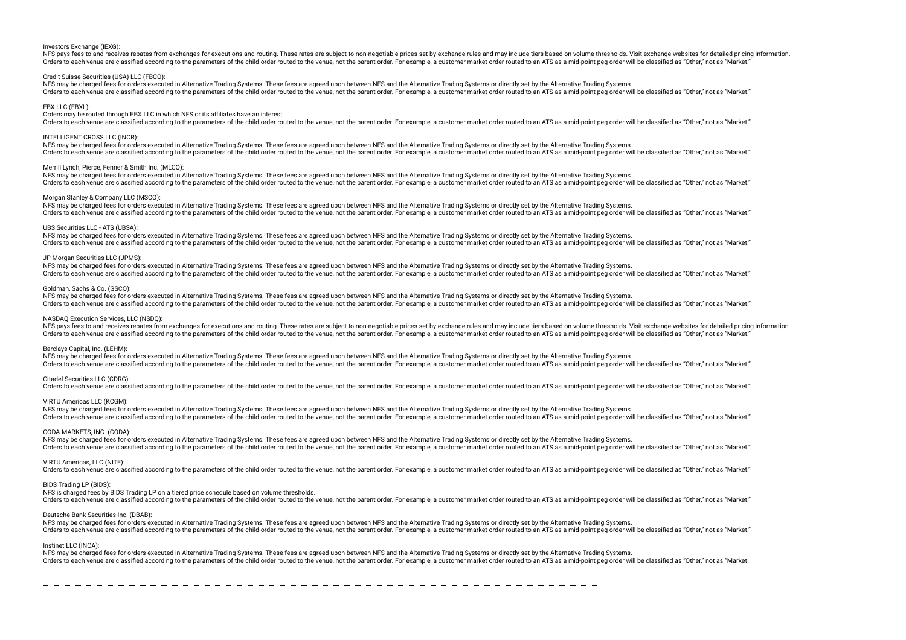Investors Exchange (IEXG):
NFS pays fees to and receives rebates from exchanges for executions and routing. These rates are subject to non-negotiable prices set by exchange rules and may include tiers based on volume thresholds. Visit exchange websites for detailed pricing information.
Orders to each venue are classified according to the parameters of the child order routed to the venue, not the parent order. For example, a customer market order routed to an ATS as a mid-point peg order will be classified as "Other," not as "Market."

Credit Suisse Securities (USA) LLC (FBCO):
NFS may be charged fees for orders executed in Alternative Trading Systems. These fees are agreed upon between NFS and the Alternative Trading Systems or directly set by the Alternative Trading Systems.
Orders to each venue are classified according to the parameters of the child order routed to the venue, not the parent order. For example, a customer market order routed to an ATS as a mid-point peg order will be classified as "Other," not as "Market."

EBX LLC (EBXL):
Orders may be routed through EBX LLC in which NFS or its affiliates have an interest.
Orders to each venue are classified according to the parameters of the child order routed to the venue, not the parent order. For example, a customer market order routed to an ATS as a mid-point peg order will be classified as "Other," not as "Market."

INTELLIGENT CROSS LLC (INCR):
NFS may be charged fees for orders executed in Alternative Trading Systems. These fees are agreed upon between NFS and the Alternative Trading Systems or directly set by the Alternative Trading Systems.
Orders to each venue are classified according to the parameters of the child order routed to the venue, not the parent order. For example, a customer market order routed to an ATS as a mid-point peg order will be classified as "Other," not as "Market."

Merrill Lynch, Pierce, Fenner & Smith Inc. (MLCO):
NFS may be charged fees for orders executed in Alternative Trading Systems. These fees are agreed upon between NFS and the Alternative Trading Systems or directly set by the Alternative Trading Systems.
Orders to each venue are classified according to the parameters of the child order routed to the venue, not the parent order. For example, a customer market order routed to an ATS as a mid-point peg order will be classified as "Other," not as "Market."

Morgan Stanley & Company LLC (MSCO):
NFS may be charged fees for orders executed in Alternative Trading Systems. These fees are agreed upon between NFS and the Alternative Trading Systems or directly set by the Alternative Trading Systems.
Orders to each venue are classified according to the parameters of the child order routed to the venue, not the parent order. For example, a customer market order routed to an ATS as a mid-point peg order will be classified as "Other," not as "Market."

UBS Securities LLC - ATS (UBSA):
NFS may be charged fees for orders executed in Alternative Trading Systems. These fees are agreed upon between NFS and the Alternative Trading Systems or directly set by the Alternative Trading Systems.
Orders to each venue are classified according to the parameters of the child order routed to the venue, not the parent order. For example, a customer market order routed to an ATS as a mid-point peg order will be classified as "Other," not as "Market."

JP Morgan Securities LLC (JPMS):
NFS may be charged fees for orders executed in Alternative Trading Systems. These fees are agreed upon between NFS and the Alternative Trading Systems or directly set by the Alternative Trading Systems.
Orders to each venue are classified according to the parameters of the child order routed to the venue, not the parent order. For example, a customer market order routed to an ATS as a mid-point peg order will be classified as "Other," not as "Market."

Goldman, Sachs & Co. (GSCO):
NFS may be charged fees for orders executed in Alternative Trading Systems. These fees are agreed upon between NFS and the Alternative Trading Systems or directly set by the Alternative Trading Systems.
Orders to each venue are classified according to the parameters of the child order routed to the venue, not the parent order. For example, a customer market order routed to an ATS as a mid-point peg order will be classified as "Other," not as "Market."

NASDAQ Execution Services, LLC (NSDQ):
NFS pays fees to and receives rebates from exchanges for executions and routing. These rates are subject to non-negotiable prices set by exchange rules and may include tiers based on volume thresholds. Visit exchange websites for detailed pricing information.
Orders to each venue are classified according to the parameters of the child order routed to the venue, not the parent order. For example, a customer market order routed to an ATS as a mid-point peg order will be classified as "Other," not as "Market."

Barclays Capital, Inc. (LEHM):
NFS may be charged fees for orders executed in Alternative Trading Systems. These fees are agreed upon between NFS and the Alternative Trading Systems or directly set by the Alternative Trading Systems.
Orders to each venue are classified according to the parameters of the child order routed to the venue, not the parent order. For example, a customer market order routed to an ATS as a mid-point peg order will be classified as "Other," not as "Market."

Citadel Securities LLC (CDRG):
Orders to each venue are classified according to the parameters of the child order routed to the venue, not the parent order. For example, a customer market order routed to an ATS as a mid-point peg order will be classified as "Other," not as "Market."

VIRTU Americas LLC (KCGM):
NFS may be charged fees for orders executed in Alternative Trading Systems. These fees are agreed upon between NFS and the Alternative Trading Systems or directly set by the Alternative Trading Systems.
Orders to each venue are classified according to the parameters of the child order routed to the venue, not the parent order. For example, a customer market order routed to an ATS as a mid-point peg order will be classified as "Other," not as "Market."

CODA MARKETS, INC. (CODA):
NFS may be charged fees for orders executed in Alternative Trading Systems. These fees are agreed upon between NFS and the Alternative Trading Systems or directly set by the Alternative Trading Systems.
Orders to each venue are classified according to the parameters of the child order routed to the venue, not the parent order. For example, a customer market order routed to an ATS as a mid-point peg order will be classified as "Other," not as "Market."

VIRTU Americas, LLC (NITE):
Orders to each venue are classified according to the parameters of the child order routed to the venue, not the parent order. For example, a customer market order routed to an ATS as a mid-point peg order will be classified as "Other," not as "Market."

BIDS Trading LP (BIDS):
NFS is charged fees by BIDS Trading LP on a tiered price schedule based on volume thresholds.
Orders to each venue are classified according to the parameters of the child order routed to the venue, not the parent order. For example, a customer market order routed to an ATS as a mid-point peg order will be classified as "Other," not as "Market."

Deutsche Bank Securities Inc. (DBAB):
NFS may be charged fees for orders executed in Alternative Trading Systems. These fees are agreed upon between NFS and the Alternative Trading Systems or directly set by the Alternative Trading Systems.
Orders to each venue are classified according to the parameters of the child order routed to the venue, not the parent order. For example, a customer market order routed to an ATS as a mid-point peg order will be classified as "Other," not as "Market."

Instinet LLC (INCA):
NFS may be charged fees for orders executed in Alternative Trading Systems. These fees are agreed upon between NFS and the Alternative Trading Systems or directly set by the Alternative Trading Systems.
Orders to each venue are classified according to the parameters of the child order routed to the venue, not the parent order. For example, a customer market order routed to an ATS as a mid-point peg order will be classified as "Other," not as "Market.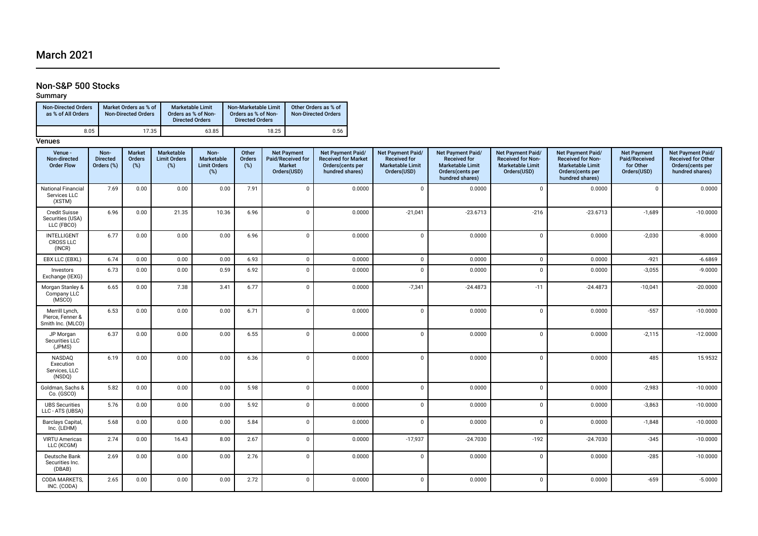# March 2021

## Non-S&P 500 Stocks

### Summary

| Non-Directed Orders as % of All Orders | Market Orders as % of Non-Directed Orders | Marketable Limit Orders as % of Non-Directed Orders | Non-Marketable Limit Orders as % of Non-Directed Orders | Other Orders as % of Non-Directed Orders |
|---|---|---|---|---|
| 8.05 | 17.35 | 63.85 | 18.25 | 0.56 |

### Venues

| Venue - Non-directed Order Flow | Non-Directed Orders (%) | Market Orders (%) | Marketable Limit Orders (%) | Non-Marketable Limit Orders (%) | Other Orders (%) | Net Payment Paid/Received for Market Orders(USD) | Net Payment Paid/ Received for Market Orders(cents per hundred shares) | Net Payment Paid/ Received for Marketable Limit Orders(USD) | Net Payment Paid/ Received for Marketable Limit Orders(cents per hundred shares) | Net Payment Paid/ Received for Non-Marketable Limit Orders(USD) | Net Payment Paid/ Received for Non-Marketable Limit Orders(cents per hundred shares) | Net Payment Paid/Received for Other Orders(USD) | Net Payment Paid/ Received for Other Orders(cents per hundred shares) |
|---|---|---|---|---|---|---|---|---|---|---|---|---|---|
| National Financial Services LLC (XSTM) | 7.69 | 0.00 | 0.00 | 0.00 | 7.91 | 0 | 0.0000 | 0 | 0.0000 | 0 | 0.0000 | 0 | 0.0000 |
| Credit Suisse Securities (USA) LLC (FBCO) | 6.96 | 0.00 | 21.35 | 10.36 | 6.96 | 0 | 0.0000 | -21,041 | -23.6713 | -216 | -23.6713 | -1,689 | -10.0000 |
| INTELLIGENT CROSS LLC (INCR) | 6.77 | 0.00 | 0.00 | 0.00 | 6.96 | 0 | 0.0000 | 0 | 0.0000 | 0 | 0.0000 | -2,030 | -8.0000 |
| EBX LLC (EBXL) | 6.74 | 0.00 | 0.00 | 0.00 | 6.93 | 0 | 0.0000 | 0 | 0.0000 | 0 | 0.0000 | -921 | -6.6869 |
| Investors Exchange (IEXG) | 6.73 | 0.00 | 0.00 | 0.59 | 6.92 | 0 | 0.0000 | 0 | 0.0000 | 0 | 0.0000 | -3,055 | -9.0000 |
| Morgan Stanley & Company LLC (MSCO) | 6.65 | 0.00 | 7.38 | 3.41 | 6.77 | 0 | 0.0000 | -7,341 | -24.4873 | -11 | -24.4873 | -10,041 | -20.0000 |
| Merrill Lynch, Pierce, Fenner & Smith Inc. (MLCO) | 6.53 | 0.00 | 0.00 | 0.00 | 6.71 | 0 | 0.0000 | 0 | 0.0000 | 0 | 0.0000 | -557 | -10.0000 |
| JP Morgan Securities LLC (JPMS) | 6.37 | 0.00 | 0.00 | 0.00 | 6.55 | 0 | 0.0000 | 0 | 0.0000 | 0 | 0.0000 | -2,115 | -12.0000 |
| NASDAQ Execution Services, LLC (NSDQ) | 6.19 | 0.00 | 0.00 | 0.00 | 6.36 | 0 | 0.0000 | 0 | 0.0000 | 0 | 0.0000 | 485 | 15.9532 |
| Goldman, Sachs & Co. (GSCO) | 5.82 | 0.00 | 0.00 | 0.00 | 5.98 | 0 | 0.0000 | 0 | 0.0000 | 0 | 0.0000 | -2,983 | -10.0000 |
| UBS Securities LLC - ATS (UBSA) | 5.76 | 0.00 | 0.00 | 0.00 | 5.92 | 0 | 0.0000 | 0 | 0.0000 | 0 | 0.0000 | -3,863 | -10.0000 |
| Barclays Capital, Inc. (LEHM) | 5.68 | 0.00 | 0.00 | 0.00 | 5.84 | 0 | 0.0000 | 0 | 0.0000 | 0 | 0.0000 | -1,848 | -10.0000 |
| VIRTU Americas LLC (KCGM) | 2.74 | 0.00 | 16.43 | 8.00 | 2.67 | 0 | 0.0000 | -17,937 | -24.7030 | -192 | -24.7030 | -345 | -10.0000 |
| Deutsche Bank Securities Inc. (DBAB) | 2.69 | 0.00 | 0.00 | 0.00 | 2.76 | 0 | 0.0000 | 0 | 0.0000 | 0 | 0.0000 | -285 | -10.0000 |
| CODA MARKETS, INC. (CODA) | 2.65 | 0.00 | 0.00 | 0.00 | 2.72 | 0 | 0.0000 | 0 | 0.0000 | 0 | 0.0000 | -659 | -5.0000 |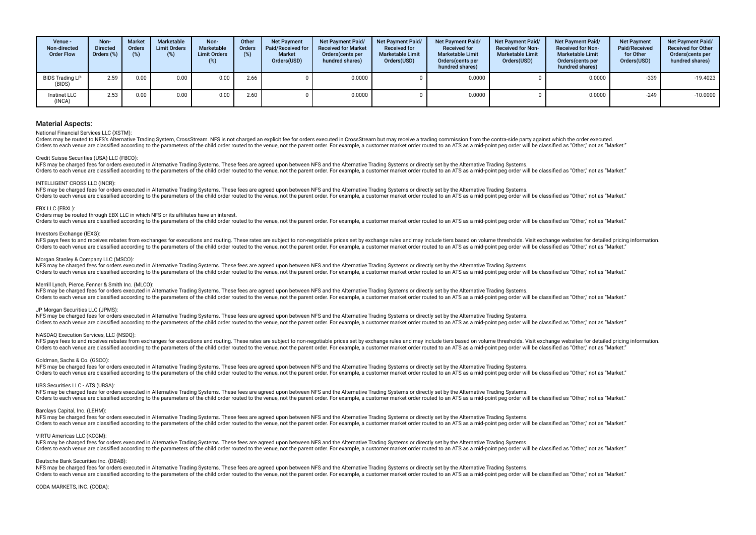| Venue - Non-directed Order Flow | Non-Directed Orders (%) | Market Orders (%) | Marketable Limit Orders (%) | Non-Marketable Limit Orders (%) | Other Orders (%) | Net Payment Paid/Received for Market Orders(USD) | Net Payment Paid/Received for Market Orders(cents per hundred shares) | Net Payment Paid/Received for Marketable Limit Orders(USD) | Net Payment Paid/Received for Marketable Limit Orders(cents per hundred shares) | Net Payment Paid/Received for Non-Marketable Limit Orders(USD) | Net Payment Paid/Received for Non-Marketable Limit Orders(cents per hundred shares) | Net Payment Paid/Received for Other Orders(USD) | Net Payment Paid/Received for Other Orders(cents per hundred shares) |
|---|---|---|---|---|---|---|---|---|---|---|---|---|---|
| BIDS Trading LP (BIDS) | 2.59 | 0.00 | 0.00 | 0.00 | 2.66 | 0 | 0.0000 | 0 | 0.0000 | 0 | 0.0000 | -339 | -19.4023 |
| Instinet LLC (INCA) | 2.53 | 0.00 | 0.00 | 0.00 | 2.60 | 0 | 0.0000 | 0 | 0.0000 | 0 | 0.0000 | -249 | -10.0000 |

## Material Aspects:

National Financial Services LLC (XSTM):

Orders may be routed to NFS's Alternative Trading System, CrossStream. NFS is not charged an explicit fee for orders executed in CrossStream but may receive a trading commission from the contra-side party against which the order executed.
Orders to each venue are classified according to the parameters of the child order routed to the venue, not the parent order. For example, a customer market order routed to an ATS as a mid-point peg order will be classified as "Other," not as "Market."

Credit Suisse Securities (USA) LLC (FBCO):

NFS may be charged fees for orders executed in Alternative Trading Systems. These fees are agreed upon between NFS and the Alternative Trading Systems or directly set by the Alternative Trading Systems.
Orders to each venue are classified according to the parameters of the child order routed to the venue, not the parent order. For example, a customer market order routed to an ATS as a mid-point peg order will be classified as "Other," not as "Market."

INTELLIGENT CROSS LLC (INCR):

NFS may be charged fees for orders executed in Alternative Trading Systems. These fees are agreed upon between NFS and the Alternative Trading Systems or directly set by the Alternative Trading Systems.
Orders to each venue are classified according to the parameters of the child order routed to the venue, not the parent order. For example, a customer market order routed to an ATS as a mid-point peg order will be classified as "Other," not as "Market."

EBX LLC (EBXL):

Orders may be routed through EBX LLC in which NFS or its affiliates have an interest.
Orders to each venue are classified according to the parameters of the child order routed to the venue, not the parent order. For example, a customer market order routed to an ATS as a mid-point peg order will be classified as "Other," not as "Market."

Investors Exchange (IEXG):

NFS pays fees to and receives rebates from exchanges for executions and routing. These rates are subject to non-negotiable prices set by exchange rules and may include tiers based on volume thresholds. Visit exchange websites for detailed pricing information.
Orders to each venue are classified according to the parameters of the child order routed to the venue, not the parent order. For example, a customer market order routed to an ATS as a mid-point peg order will be classified as "Other," not as "Market."

Morgan Stanley & Company LLC (MSCO):

NFS may be charged fees for orders executed in Alternative Trading Systems. These fees are agreed upon between NFS and the Alternative Trading Systems or directly set by the Alternative Trading Systems.
Orders to each venue are classified according to the parameters of the child order routed to the venue, not the parent order. For example, a customer market order routed to an ATS as a mid-point peg order will be classified as "Other," not as "Market."

Merrill Lynch, Pierce, Fenner & Smith Inc. (MLCO):

NFS may be charged fees for orders executed in Alternative Trading Systems. These fees are agreed upon between NFS and the Alternative Trading Systems or directly set by the Alternative Trading Systems.
Orders to each venue are classified according to the parameters of the child order routed to the venue, not the parent order. For example, a customer market order routed to an ATS as a mid-point peg order will be classified as "Other," not as "Market."

JP Morgan Securities LLC (JPMS):

NFS may be charged fees for orders executed in Alternative Trading Systems. These fees are agreed upon between NFS and the Alternative Trading Systems or directly set by the Alternative Trading Systems.
Orders to each venue are classified according to the parameters of the child order routed to the venue, not the parent order. For example, a customer market order routed to an ATS as a mid-point peg order will be classified as "Other," not as "Market."

NASDAQ Execution Services, LLC (NSDQ):

NFS pays fees to and receives rebates from exchanges for executions and routing. These rates are subject to non-negotiable prices set by exchange rules and may include tiers based on volume thresholds. Visit exchange websites for detailed pricing information.
Orders to each venue are classified according to the parameters of the child order routed to the venue, not the parent order. For example, a customer market order routed to an ATS as a mid-point peg order will be classified as "Other," not as "Market."

Goldman, Sachs & Co. (GSCO):

NFS may be charged fees for orders executed in Alternative Trading Systems. These fees are agreed upon between NFS and the Alternative Trading Systems or directly set by the Alternative Trading Systems.
Orders to each venue are classified according to the parameters of the child order routed to the venue, not the parent order. For example, a customer market order routed to an ATS as a mid-point peg order will be classified as "Other," not as "Market."

UBS Securities LLC - ATS (UBSA):

NFS may be charged fees for orders executed in Alternative Trading Systems. These fees are agreed upon between NFS and the Alternative Trading Systems or directly set by the Alternative Trading Systems.
Orders to each venue are classified according to the parameters of the child order routed to the venue, not the parent order. For example, a customer market order routed to an ATS as a mid-point peg order will be classified as "Other," not as "Market."

Barclays Capital, Inc. (LEHM):

NFS may be charged fees for orders executed in Alternative Trading Systems. These fees are agreed upon between NFS and the Alternative Trading Systems or directly set by the Alternative Trading Systems.
Orders to each venue are classified according to the parameters of the child order routed to the venue, not the parent order. For example, a customer market order routed to an ATS as a mid-point peg order will be classified as "Other," not as "Market."

VIRTU Americas LLC (KCGM):

NFS may be charged fees for orders executed in Alternative Trading Systems. These fees are agreed upon between NFS and the Alternative Trading Systems or directly set by the Alternative Trading Systems.
Orders to each venue are classified according to the parameters of the child order routed to the venue, not the parent order. For example, a customer market order routed to an ATS as a mid-point peg order will be classified as "Other," not as "Market."

Deutsche Bank Securities Inc. (DBAB):

NFS may be charged fees for orders executed in Alternative Trading Systems. These fees are agreed upon between NFS and the Alternative Trading Systems or directly set by the Alternative Trading Systems.
Orders to each venue are classified according to the parameters of the child order routed to the venue, not the parent order. For example, a customer market order routed to an ATS as a mid-point peg order will be classified as "Other," not as "Market."

CODA MARKETS, INC. (CODA):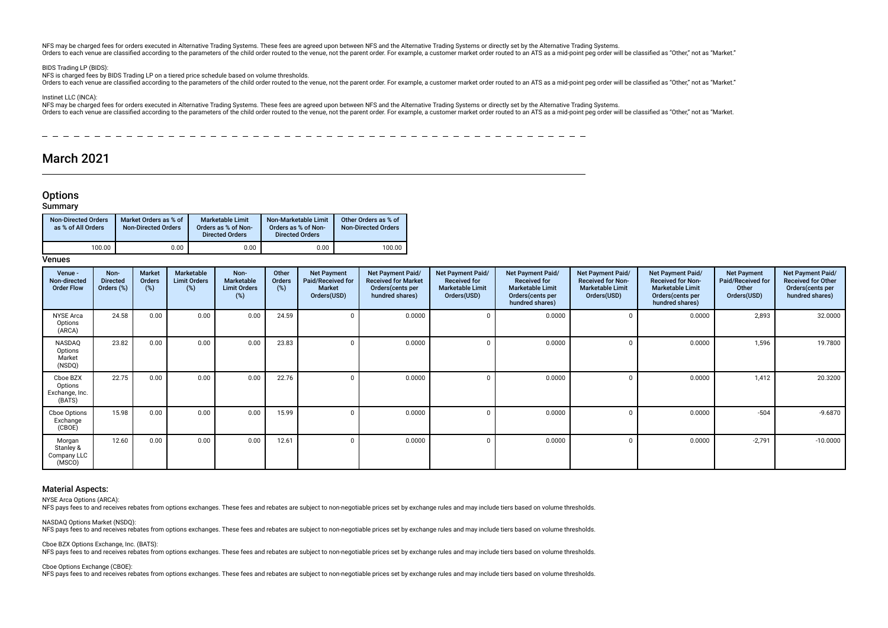NFS may be charged fees for orders executed in Alternative Trading Systems. These fees are agreed upon between NFS and the Alternative Trading Systems or directly set by the Alternative Trading Systems.
Orders to each venue are classified according to the parameters of the child order routed to the venue, not the parent order. For example, a customer market order routed to an ATS as a mid-point peg order will be classified as "Other," not as "Market."

BIDS Trading LP (BIDS):
NFS is charged fees by BIDS Trading LP on a tiered price schedule based on volume thresholds.
Orders to each venue are classified according to the parameters of the child order routed to the venue, not the parent order. For example, a customer market order routed to an ATS as a mid-point peg order will be classified as "Other," not as "Market."

Instinet LLC (INCA):
NFS may be charged fees for orders executed in Alternative Trading Systems. These fees are agreed upon between NFS and the Alternative Trading Systems or directly set by the Alternative Trading Systems.
Orders to each venue are classified according to the parameters of the child order routed to the venue, not the parent order. For example, a customer market order routed to an ATS as a mid-point peg order will be classified as "Other," not as "Market.

# March 2021

## Options

### Summary

| Non-Directed Orders as % of All Orders | Market Orders as % of Non-Directed Orders | Marketable Limit Orders as % of Non-Directed Orders | Non-Marketable Limit Orders as % of Non-Directed Orders | Other Orders as % of Non-Directed Orders |
|---|---|---|---|---|
| 100.00 | 0.00 | 0.00 | 0.00 | 100.00 |

### Venues

| Venue - Non-directed Order Flow | Non-Directed Orders (%) | Market Orders (%) | Marketable Limit Orders (%) | Non-Marketable Limit Orders (%) | Other Orders (%) | Net Payment Paid/Received for Market Orders(USD) | Net Payment Paid/Received for Market Orders(cents per hundred shares) | Net Payment Paid/Received for Marketable Limit Orders(USD) | Net Payment Paid/Received for Marketable Limit Orders(cents per hundred shares) | Net Payment Paid/Received for Non-Marketable Limit Orders(USD) | Net Payment Paid/Received for Non-Marketable Limit Orders(cents per hundred shares) | Net Payment Paid/Received for Other Orders(USD) | Net Payment Paid/Received for Other Orders(cents per hundred shares) |
|---|---|---|---|---|---|---|---|---|---|---|---|---|---|
| NYSE Arca Options (ARCA) | 24.58 | 0.00 | 0.00 | 0.00 | 24.59 | 0 | 0.0000 | 0 | 0.0000 | 0 | 0.0000 | 2,893 | 32.0000 |
| NASDAQ Options Market (NSDQ) | 23.82 | 0.00 | 0.00 | 0.00 | 23.83 | 0 | 0.0000 | 0 | 0.0000 | 0 | 0.0000 | 1,596 | 19.7800 |
| Cboe BZX Options Exchange, Inc. (BATS) | 22.75 | 0.00 | 0.00 | 0.00 | 22.76 | 0 | 0.0000 | 0 | 0.0000 | 0 | 0.0000 | 1,412 | 20.3200 |
| Cboe Options Exchange (CBOE) | 15.98 | 0.00 | 0.00 | 0.00 | 15.99 | 0 | 0.0000 | 0 | 0.0000 | 0 | 0.0000 | -504 | -9.6870 |
| Morgan Stanley & Company LLC (MSCO) | 12.60 | 0.00 | 0.00 | 0.00 | 12.61 | 0 | 0.0000 | 0 | 0.0000 | 0 | 0.0000 | -2,791 | -10.0000 |

### Material Aspects:

NYSE Arca Options (ARCA):
NFS pays fees to and receives rebates from options exchanges. These fees and rebates are subject to non-negotiable prices set by exchange rules and may include tiers based on volume thresholds.

NASDAQ Options Market (NSDQ):
NFS pays fees to and receives rebates from options exchanges. These fees and rebates are subject to non-negotiable prices set by exchange rules and may include tiers based on volume thresholds.

Cboe BZX Options Exchange, Inc. (BATS):
NFS pays fees to and receives rebates from options exchanges. These fees and rebates are subject to non-negotiable prices set by exchange rules and may include tiers based on volume thresholds.

Cboe Options Exchange (CBOE):
NFS pays fees to and receives rebates from options exchanges. These fees and rebates are subject to non-negotiable prices set by exchange rules and may include tiers based on volume thresholds.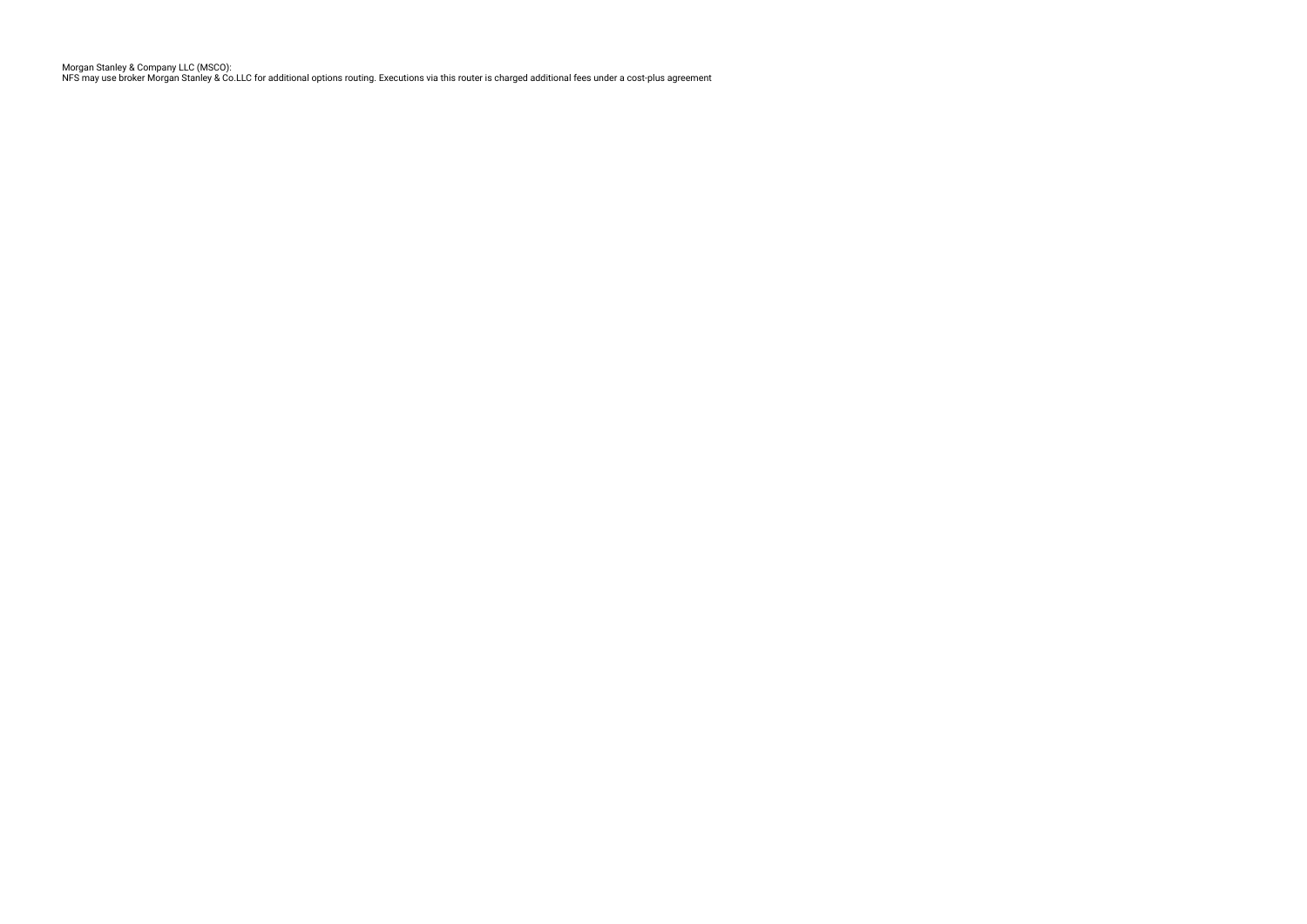Morgan Stanley & Company LLC (MSCO):
NFS may use broker Morgan Stanley & Co.LLC for additional options routing. Executions via this router is charged additional fees under a cost-plus agreement